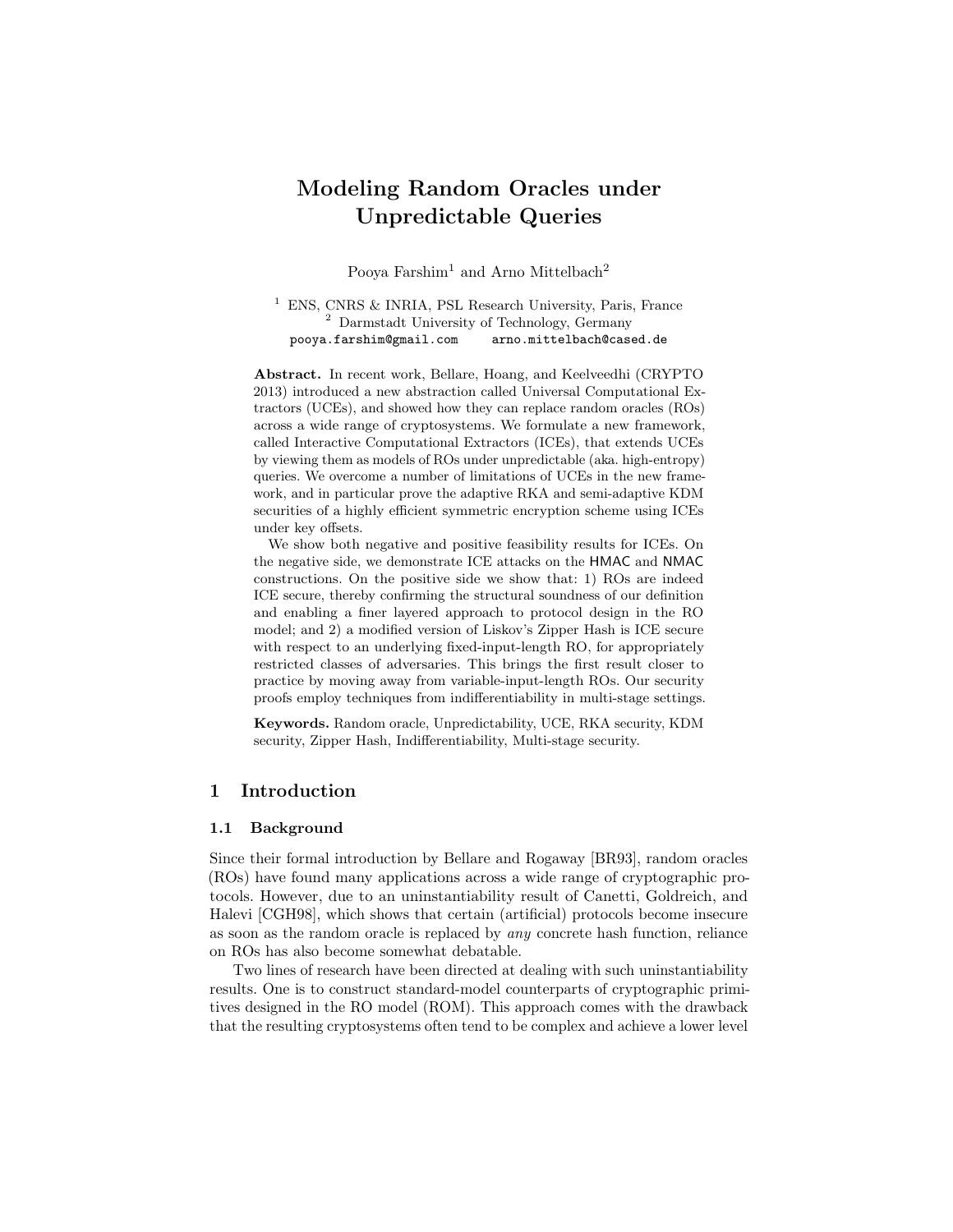# Modeling Random Oracles under Unpredictable Queries

Pooya Farshim[1] and Arno Mittelbach[2]

[1] ENS, CNRS & INRIA, PSL Research University, Paris, France
[2] Darmstadt University of Technology, Germany
pooya.farshim@gmail.com arno.mittelbach@cased.de

**Abstract.** In recent work, Bellare, Hoang, and Keelveedhi (CRYPTO 2013) introduced a new abstraction called Universal Computational Extractors (UCEs), and showed how they can replace random oracles (ROs) across a wide range of cryptosystems. We formulate a new framework, called Interactive Computational Extractors (ICEs), that extends UCEs by viewing them as models of ROs under unpredictable (aka. high-entropy) queries. We overcome a number of limitations of UCEs in the new framework, and in particular prove the adaptive RKA and semi-adaptive KDM securities of a highly efficient symmetric encryption scheme using ICEs under key offsets.

We show both negative and positive feasibility results for ICEs. On the negative side, we demonstrate ICE attacks on the HMAC and NMAC constructions. On the positive side we show that: 1) ROs are indeed ICE secure, thereby confirming the structural soundness of our definition and enabling a finer layered approach to protocol design in the RO model; and 2) a modified version of Liskov's Zipper Hash is ICE secure with respect to an underlying fixed-input-length RO, for appropriately restricted classes of adversaries. This brings the first result closer to practice by moving away from variable-input-length ROs. Our security proofs employ techniques from indifferentiability in multi-stage settings.

**Keywords.** Random oracle, Unpredictability, UCE, RKA security, KDM security, Zipper Hash, Indifferentiability, Multi-stage security.

## 1 Introduction

### 1.1 Background

Since their formal introduction by Bellare and Rogaway [BR93], random oracles (ROs) have found many applications across a wide range of cryptographic protocols. However, due to an uninstantiability result of Canetti, Goldreich, and Halevi [CGH98], which shows that certain (artificial) protocols become insecure as soon as the random oracle is replaced by *any* concrete hash function, reliance on ROs has also become somewhat debatable.

Two lines of research have been directed at dealing with such uninstantiability results. One is to construct standard-model counterparts of cryptographic primitives designed in the RO model (ROM). This approach comes with the drawback that the resulting cryptosystems often tend to be complex and achieve a lower level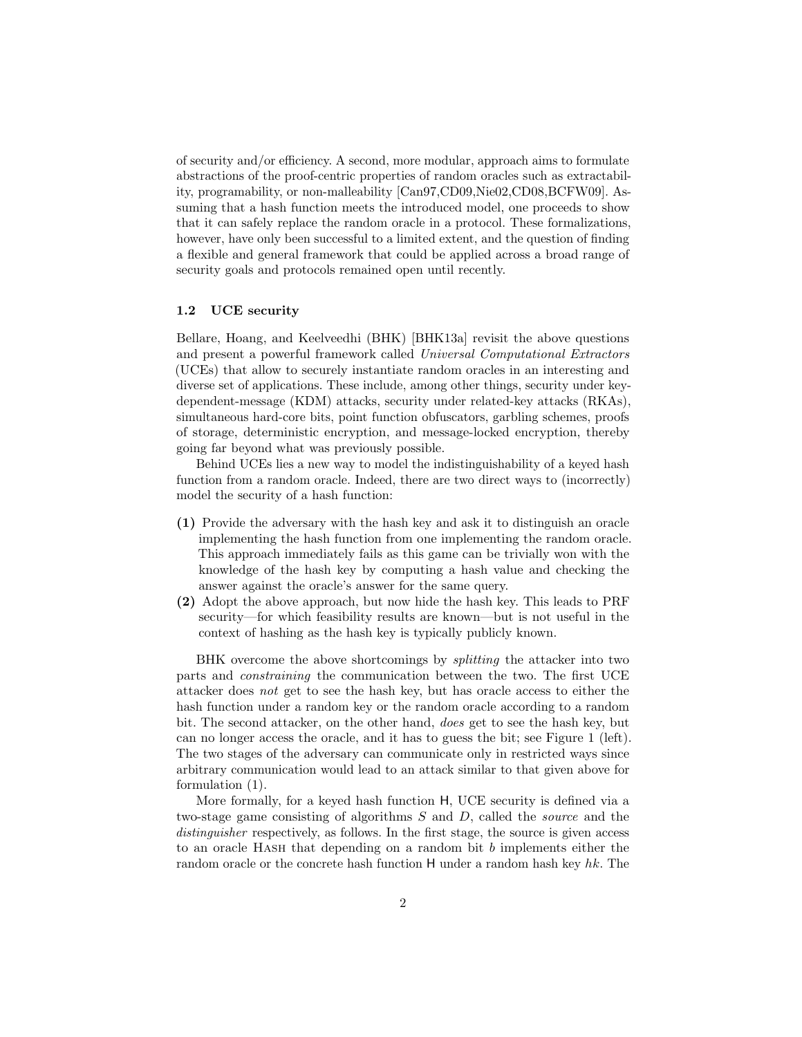of security and/or efficiency. A second, more modular, approach aims to formulate abstractions of the proof-centric properties of random oracles such as extractability, programability, or non-malleability [Can97,CD09,Nie02,CD08,BCFW09]. Assuming that a hash function meets the introduced model, one proceeds to show that it can safely replace the random oracle in a protocol. These formalizations, however, have only been successful to a limited extent, and the question of finding a flexible and general framework that could be applied across a broad range of security goals and protocols remained open until recently.

### 1.2 UCE security

Bellare, Hoang, and Keelveedhi (BHK) [BHK13a] revisit the above questions and present a powerful framework called *Universal Computational Extractors* (UCEs) that allow to securely instantiate random oracles in an interesting and diverse set of applications. These include, among other things, security under key-dependent-message (KDM) attacks, security under related-key attacks (RKAs), simultaneous hard-core bits, point function obfuscators, garbling schemes, proofs of storage, deterministic encryption, and message-locked encryption, thereby going far beyond what was previously possible.

Behind UCEs lies a new way to model the indistinguishability of a keyed hash function from a random oracle. Indeed, there are two direct ways to (incorrectly) model the security of a hash function:

**(1)** Provide the adversary with the hash key and ask it to distinguish an oracle implementing the hash function from one implementing the random oracle. This approach immediately fails as this game can be trivially won with the knowledge of the hash key by computing a hash value and checking the answer against the oracle's answer for the same query.

**(2)** Adopt the above approach, but now hide the hash key. This leads to PRF security—for which feasibility results are known—but is not useful in the context of hashing as the hash key is typically publicly known.

BHK overcome the above shortcomings by *splitting* the attacker into two parts and *constraining* the communication between the two. The first UCE attacker does *not* get to see the hash key, but has oracle access to either the hash function under a random key or the random oracle according to a random bit. The second attacker, on the other hand, *does* get to see the hash key, but can no longer access the oracle, and it has to guess the bit; see Figure 1 (left). The two stages of the adversary can communicate only in restricted ways since arbitrary communication would lead to an attack similar to that given above for formulation (1).

More formally, for a keyed hash function $\mathsf{H}$, UCE security is defined via a two-stage game consisting of algorithms $S$ and $D$, called the *source* and the *distinguisher* respectively, as follows. In the first stage, the source is given access to an oracle Hash that depending on a random bit $b$ implements either the random oracle or the concrete hash function $\mathsf{H}$ under a random hash key $hk$. The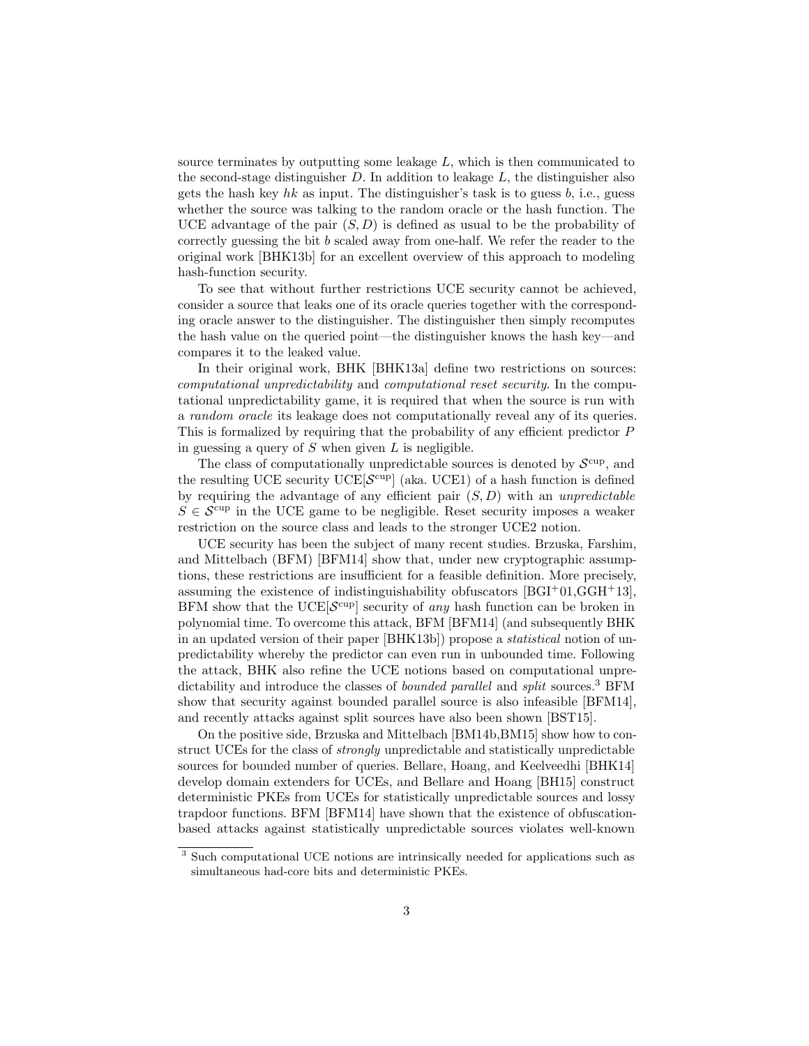source terminates by outputting some leakage $L$, which is then communicated to the second-stage distinguisher $D$. In addition to leakage $L$, the distinguisher also gets the hash key $hk$ as input. The distinguisher's task is to guess $b$, i.e., guess whether the source was talking to the random oracle or the hash function. The UCE advantage of the pair $(S, D)$ is defined as usual to be the probability of correctly guessing the bit $b$ scaled away from one-half. We refer the reader to the original work [BHK13b] for an excellent overview of this approach to modeling hash-function security.

To see that without further restrictions UCE security cannot be achieved, consider a source that leaks one of its oracle queries together with the corresponding oracle answer to the distinguisher. The distinguisher then simply recomputes the hash value on the queried point—the distinguisher knows the hash key—and compares it to the leaked value.

In their original work, BHK [BHK13a] define two restrictions on sources: *computational unpredictability* and *computational reset security*. In the computational unpredictability game, it is required that when the source is run with a *random oracle* its leakage does not computationally reveal any of its queries. This is formalized by requiring that the probability of any efficient predictor $P$ in guessing a query of $S$ when given $L$ is negligible.

The class of computationally unpredictable sources is denoted by $\mathcal{S}^{\mathrm{cup}}$, and the resulting UCE security $\mathrm{UCE}[\mathcal{S}^{\mathrm{cup}}]$ (aka. UCE1) of a hash function is defined by requiring the advantage of any efficient pair $(S, D)$ with an *unpredictable* $S \in \mathcal{S}^{\mathrm{cup}}$ in the UCE game to be negligible. Reset security imposes a weaker restriction on the source class and leads to the stronger UCE2 notion.

UCE security has been the subject of many recent studies. Brzuska, Farshim, and Mittelbach (BFM) [BFM14] show that, under new cryptographic assumptions, these restrictions are insufficient for a feasible definition. More precisely, assuming the existence of indistinguishability obfuscators [BGI+01,GGH+13], BFM show that the $\mathrm{UCE}[\mathcal{S}^{\mathrm{cup}}]$ security of *any* hash function can be broken in polynomial time. To overcome this attack, BFM [BFM14] (and subsequently BHK in an updated version of their paper [BHK13b]) propose a *statistical* notion of unpredictability whereby the predictor can even run in unbounded time. Following the attack, BHK also refine the UCE notions based on computational unpredictability and introduce the classes of *bounded parallel* and *split* sources.[3] BFM show that security against bounded parallel source is also infeasible [BFM14], and recently attacks against split sources have also been shown [BST15].

On the positive side, Brzuska and Mittelbach [BM14b,BM15] show how to construct UCEs for the class of *strongly* unpredictable and statistically unpredictable sources for bounded number of queries. Bellare, Hoang, and Keelveedhi [BHK14] develop domain extenders for UCEs, and Bellare and Hoang [BH15] construct deterministic PKEs from UCEs for statistically unpredictable sources and lossy trapdoor functions. BFM [BFM14] have shown that the existence of obfuscation-based attacks against statistically unpredictable sources violates well-known

---

[3] Such computational UCE notions are intrinsically needed for applications such as simultaneous had-core bits and deterministic PKEs.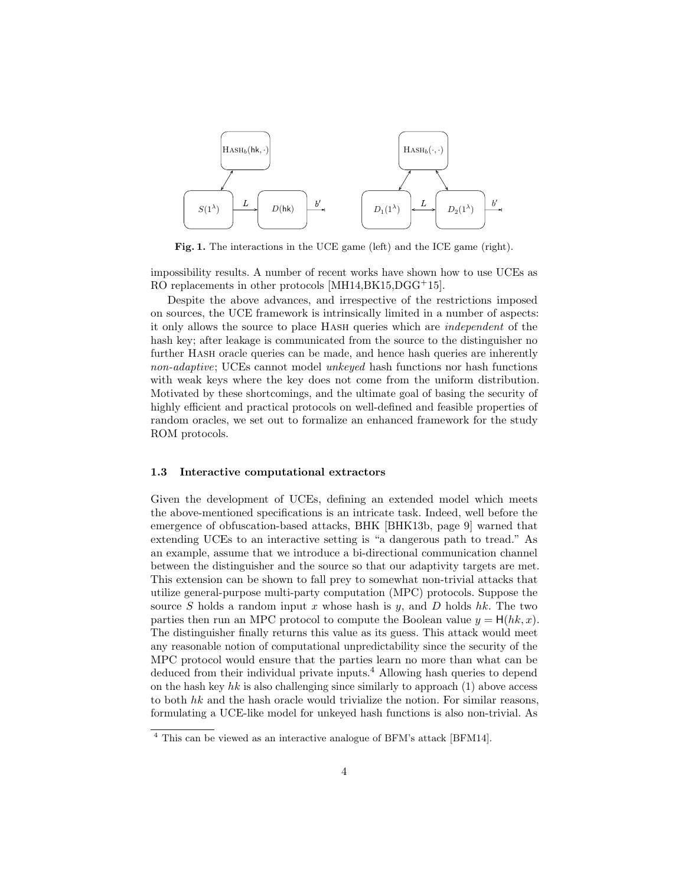Hash$_b$(hk, ·)

$S(1^\lambda)$ — $L$ → $D$(hk) — $b'$

Hash$_b$(·, ·)

$D_1(1^\lambda)$ ↔ $L$ ↔ $D_2(1^\lambda)$ — $b'$

**Fig. 1.** The interactions in the UCE game (left) and the ICE game (right).

impossibility results. A number of recent works have shown how to use UCEs as RO replacements in other protocols [MH14,BK15,DGG+15].

Despite the above advances, and irrespective of the restrictions imposed on sources, the UCE framework is intrinsically limited in a number of aspects: it only allows the source to place Hash queries which are *independent* of the hash key; after leakage is communicated from the source to the distinguisher no further Hash oracle queries can be made, and hence hash queries are inherently *non-adaptive*; UCEs cannot model *unkeyed* hash functions nor hash functions with weak keys where the key does not come from the uniform distribution. Motivated by these shortcomings, and the ultimate goal of basing the security of highly efficient and practical protocols on well-defined and feasible properties of random oracles, we set out to formalize an enhanced framework for the study ROM protocols.

### 1.3 Interactive computational extractors

Given the development of UCEs, defining an extended model which meets the above-mentioned specifications is an intricate task. Indeed, well before the emergence of obfuscation-based attacks, BHK [BHK13b, page 9] warned that extending UCEs to an interactive setting is "a dangerous path to tread." As an example, assume that we introduce a bi-directional communication channel between the distinguisher and the source so that our adaptivity targets are met. This extension can be shown to fall prey to somewhat non-trivial attacks that utilize general-purpose multi-party computation (MPC) protocols. Suppose the source $S$ holds a random input $x$ whose hash is $y$, and $D$ holds $hk$. The two parties then run an MPC protocol to compute the Boolean value $y = \mathsf{H}(hk, x)$. The distinguisher finally returns this value as its guess. This attack would meet any reasonable notion of computational unpredictability since the security of the MPC protocol would ensure that the parties learn no more than what can be deduced from their individual private inputs.[4] Allowing hash queries to depend on the hash key $hk$ is also challenging since similarly to approach (1) above access to both $hk$ and the hash oracle would trivialize the notion. For similar reasons, formulating a UCE-like model for unkeyed hash functions is also non-trivial. As

[4] This can be viewed as an interactive analogue of BFM's attack [BFM14].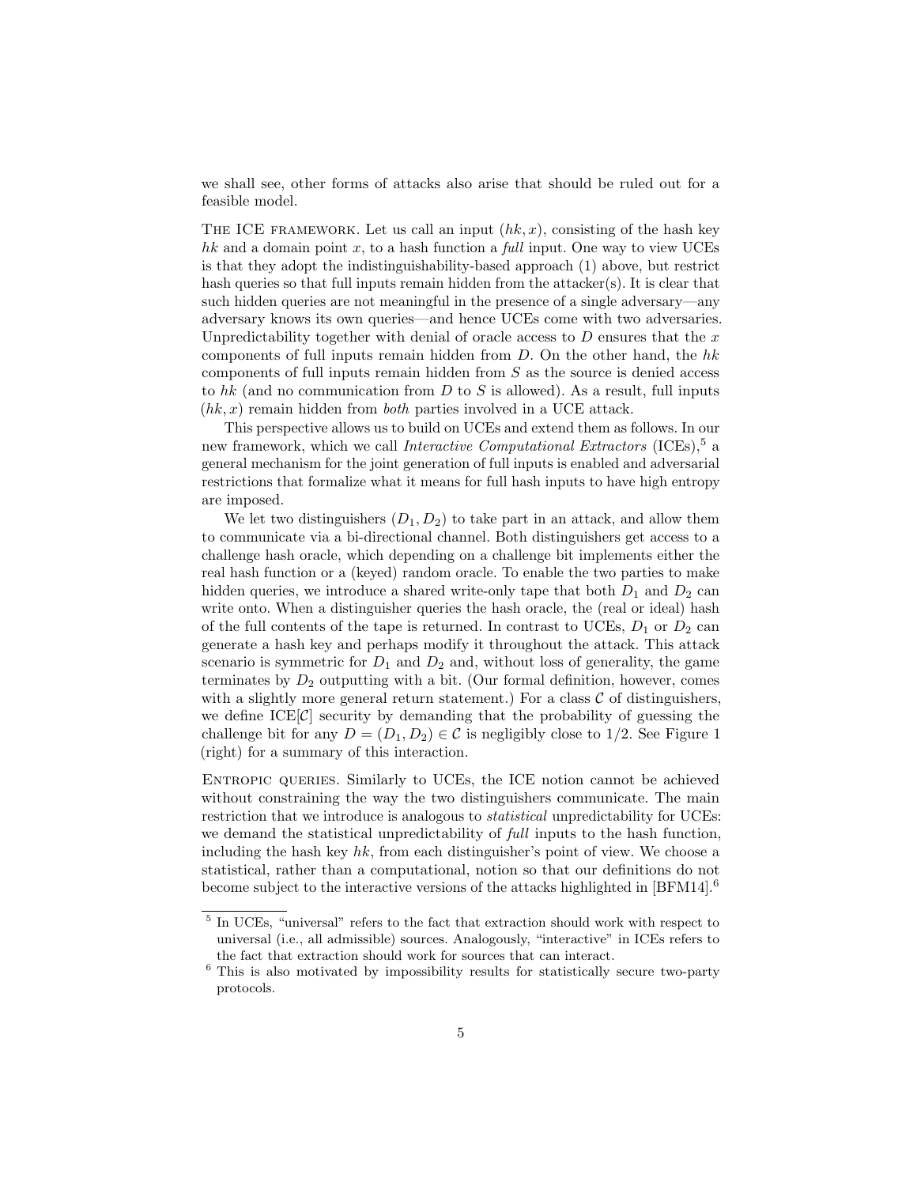we shall see, other forms of attacks also arise that should be ruled out for a feasible model.

The ICE framework. Let us call an input $(hk, x)$, consisting of the hash key $hk$ and a domain point $x$, to a hash function a *full* input. One way to view UCEs is that they adopt the indistinguishability-based approach (1) above, but restrict hash queries so that full inputs remain hidden from the attacker(s). It is clear that such hidden queries are not meaningful in the presence of a single adversary—any adversary knows its own queries—and hence UCEs come with two adversaries. Unpredictability together with denial of oracle access to $D$ ensures that the $x$ components of full inputs remain hidden from $D$. On the other hand, the $hk$ components of full inputs remain hidden from $S$ as the source is denied access to $hk$ (and no communication from $D$ to $S$ is allowed). As a result, full inputs $(hk, x)$ remain hidden from *both* parties involved in a UCE attack.

This perspective allows us to build on UCEs and extend them as follows. In our new framework, which we call *Interactive Computational Extractors* (ICEs),[5] a general mechanism for the joint generation of full inputs is enabled and adversarial restrictions that formalize what it means for full hash inputs to have high entropy are imposed.

We let two distinguishers $(D_1, D_2)$ to take part in an attack, and allow them to communicate via a bi-directional channel. Both distinguishers get access to a challenge hash oracle, which depending on a challenge bit implements either the real hash function or a (keyed) random oracle. To enable the two parties to make hidden queries, we introduce a shared write-only tape that both $D_1$ and $D_2$ can write onto. When a distinguisher queries the hash oracle, the (real or ideal) hash of the full contents of the tape is returned. In contrast to UCEs, $D_1$ or $D_2$ can generate a hash key and perhaps modify it throughout the attack. This attack scenario is symmetric for $D_1$ and $D_2$ and, without loss of generality, the game terminates by $D_2$ outputting with a bit. (Our formal definition, however, comes with a slightly more general return statement.) For a class $\mathcal{C}$ of distinguishers, we define ICE[$\mathcal{C}$] security by demanding that the probability of guessing the challenge bit for any $D = (D_1, D_2) \in \mathcal{C}$ is negligibly close to $1/2$. See Figure 1 (right) for a summary of this interaction.

Entropic queries. Similarly to UCEs, the ICE notion cannot be achieved without constraining the way the two distinguishers communicate. The main restriction that we introduce is analogous to *statistical* unpredictability for UCEs: we demand the statistical unpredictability of *full* inputs to the hash function, including the hash key $hk$, from each distinguisher's point of view. We choose a statistical, rather than a computational, notion so that our definitions do not become subject to the interactive versions of the attacks highlighted in [BFM14].[6]

[5] In UCEs, "universal" refers to the fact that extraction should work with respect to universal (i.e., all admissible) sources. Analogously, "interactive" in ICEs refers to the fact that extraction should work for sources that can interact.

[6] This is also motivated by impossibility results for statistically secure two-party protocols.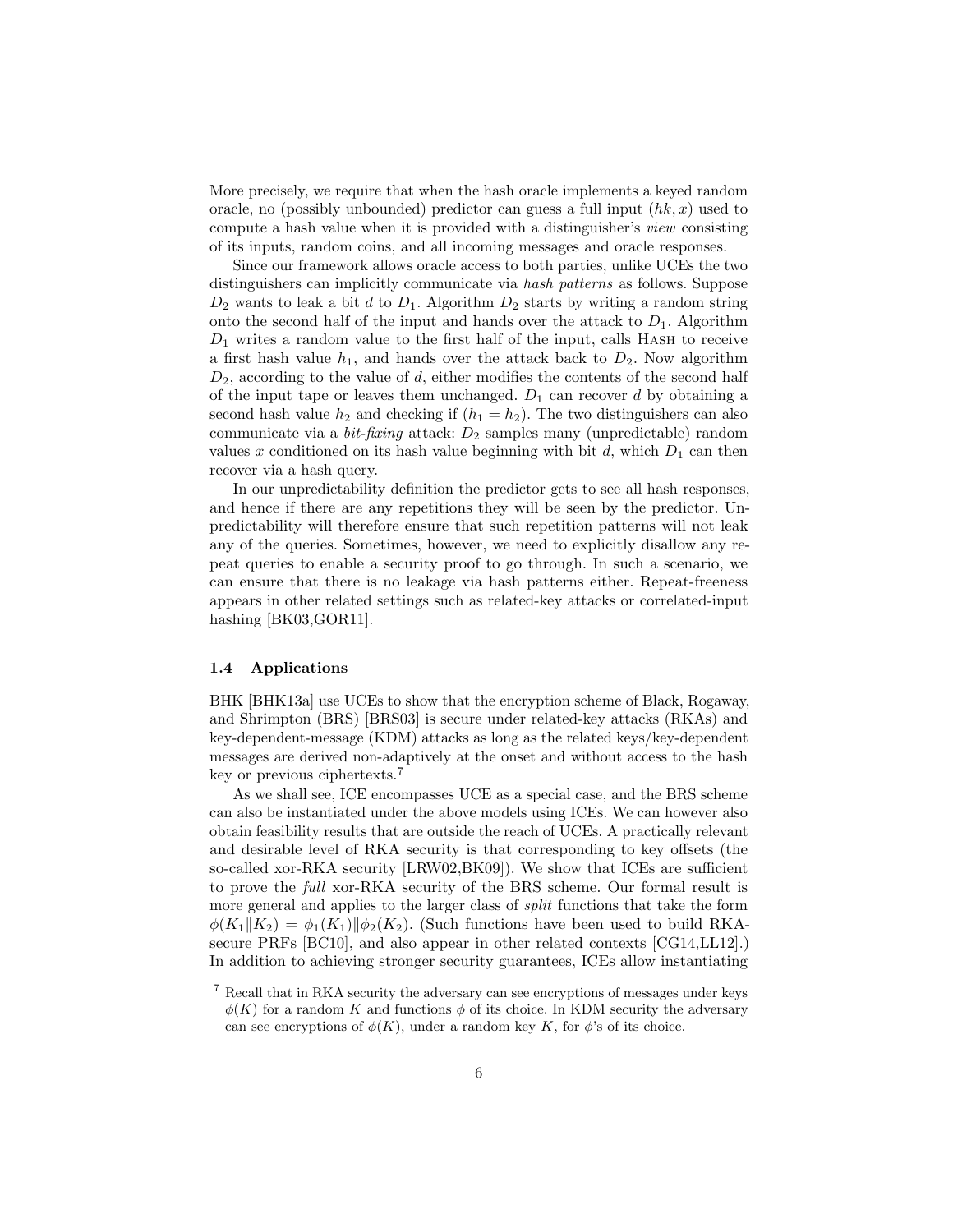More precisely, we require that when the hash oracle implements a keyed random oracle, no (possibly unbounded) predictor can guess a full input $(hk, x)$ used to compute a hash value when it is provided with a distinguisher's *view* consisting of its inputs, random coins, and all incoming messages and oracle responses.

Since our framework allows oracle access to both parties, unlike UCEs the two distinguishers can implicitly communicate via *hash patterns* as follows. Suppose $D_2$ wants to leak a bit $d$ to $D_1$. Algorithm $D_2$ starts by writing a random string onto the second half of the input and hands over the attack to $D_1$. Algorithm $D_1$ writes a random value to the first half of the input, calls Hash to receive a first hash value $h_1$, and hands over the attack back to $D_2$. Now algorithm $D_2$, according to the value of $d$, either modifies the contents of the second half of the input tape or leaves them unchanged. $D_1$ can recover $d$ by obtaining a second hash value $h_2$ and checking if $(h_1 = h_2)$. The two distinguishers can also communicate via a *bit-fixing* attack: $D_2$ samples many (unpredictable) random values $x$ conditioned on its hash value beginning with bit $d$, which $D_1$ can then recover via a hash query.

In our unpredictability definition the predictor gets to see all hash responses, and hence if there are any repetitions they will be seen by the predictor. Unpredictability will therefore ensure that such repetition patterns will not leak any of the queries. Sometimes, however, we need to explicitly disallow any repeat queries to enable a security proof to go through. In such a scenario, we can ensure that there is no leakage via hash patterns either. Repeat-freeness appears in other related settings such as related-key attacks or correlated-input hashing [BK03,GOR11].

### 1.4 Applications

BHK [BHK13a] use UCEs to show that the encryption scheme of Black, Rogaway, and Shrimpton (BRS) [BRS03] is secure under related-key attacks (RKAs) and key-dependent-message (KDM) attacks as long as the related keys/key-dependent messages are derived non-adaptively at the onset and without access to the hash key or previous ciphertexts.[7]

As we shall see, ICE encompasses UCE as a special case, and the BRS scheme can also be instantiated under the above models using ICEs. We can however also obtain feasibility results that are outside the reach of UCEs. A practically relevant and desirable level of RKA security is that corresponding to key offsets (the so-called xor-RKA security [LRW02,BK09]). We show that ICEs are sufficient to prove the *full* xor-RKA security of the BRS scheme. Our formal result is more general and applies to the larger class of *split* functions that take the form $\phi(K_1 \| K_2) = \phi_1(K_1) \| \phi_2(K_2)$. (Such functions have been used to build RKA-secure PRFs [BC10], and also appear in other related contexts [CG14,LL12].) In addition to achieving stronger security guarantees, ICEs allow instantiating

[7] Recall that in RKA security the adversary can see encryptions of messages under keys $\phi(K)$ for a random $K$ and functions $\phi$ of its choice. In KDM security the adversary can see encryptions of $\phi(K)$, under a random key $K$, for $\phi$'s of its choice.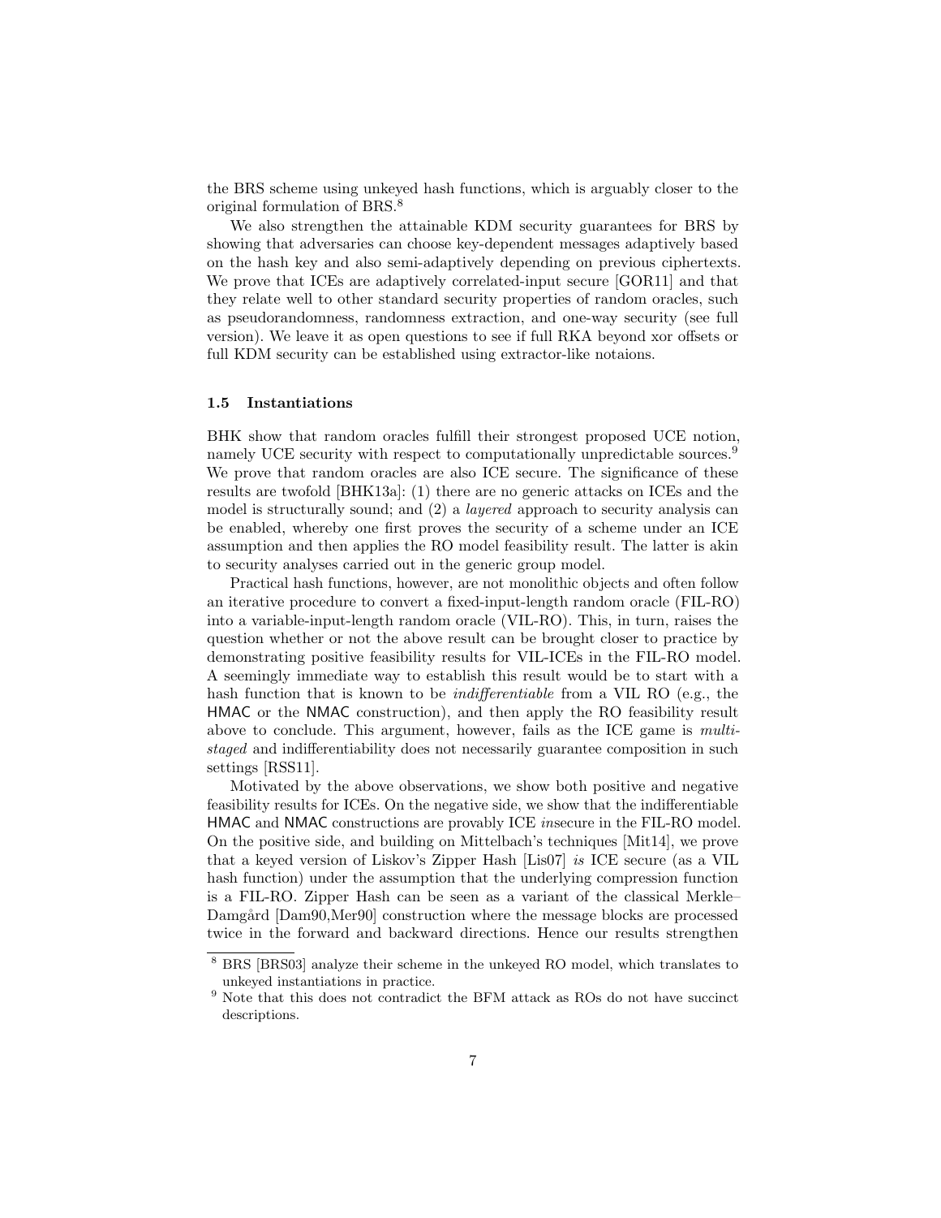the BRS scheme using unkeyed hash functions, which is arguably closer to the original formulation of BRS.[8]

We also strengthen the attainable KDM security guarantees for BRS by showing that adversaries can choose key-dependent messages adaptively based on the hash key and also semi-adaptively depending on previous ciphertexts. We prove that ICEs are adaptively correlated-input secure [GOR11] and that they relate well to other standard security properties of random oracles, such as pseudorandomness, randomness extraction, and one-way security (see full version). We leave it as open questions to see if full RKA beyond xor offsets or full KDM security can be established using extractor-like notaions.

### 1.5 Instantiations

BHK show that random oracles fulfill their strongest proposed UCE notion, namely UCE security with respect to computationally unpredictable sources.[9] We prove that random oracles are also ICE secure. The significance of these results are twofold [BHK13a]: (1) there are no generic attacks on ICEs and the model is structurally sound; and (2) a *layered* approach to security analysis can be enabled, whereby one first proves the security of a scheme under an ICE assumption and then applies the RO model feasibility result. The latter is akin to security analyses carried out in the generic group model.

Practical hash functions, however, are not monolithic objects and often follow an iterative procedure to convert a fixed-input-length random oracle (FIL-RO) into a variable-input-length random oracle (VIL-RO). This, in turn, raises the question whether or not the above result can be brought closer to practice by demonstrating positive feasibility results for VIL-ICEs in the FIL-RO model. A seemingly immediate way to establish this result would be to start with a hash function that is known to be *indifferentiable* from a VIL RO (e.g., the HMAC or the NMAC construction), and then apply the RO feasibility result above to conclude. This argument, however, fails as the ICE game is *multi-staged* and indifferentiability does not necessarily guarantee composition in such settings [RSS11].

Motivated by the above observations, we show both positive and negative feasibility results for ICEs. On the negative side, we show that the indifferentiable HMAC and NMAC constructions are provably ICE *in*secure in the FIL-RO model. On the positive side, and building on Mittelbach's techniques [Mit14], we prove that a keyed version of Liskov's Zipper Hash [Lis07] *is* ICE secure (as a VIL hash function) under the assumption that the underlying compression function is a FIL-RO. Zipper Hash can be seen as a variant of the classical Merkle–Damgård [Dam90,Mer90] construction where the message blocks are processed twice in the forward and backward directions. Hence our results strengthen

[8] BRS [BRS03] analyze their scheme in the unkeyed RO model, which translates to unkeyed instantiations in practice.

[9] Note that this does not contradict the BFM attack as ROs do not have succinct descriptions.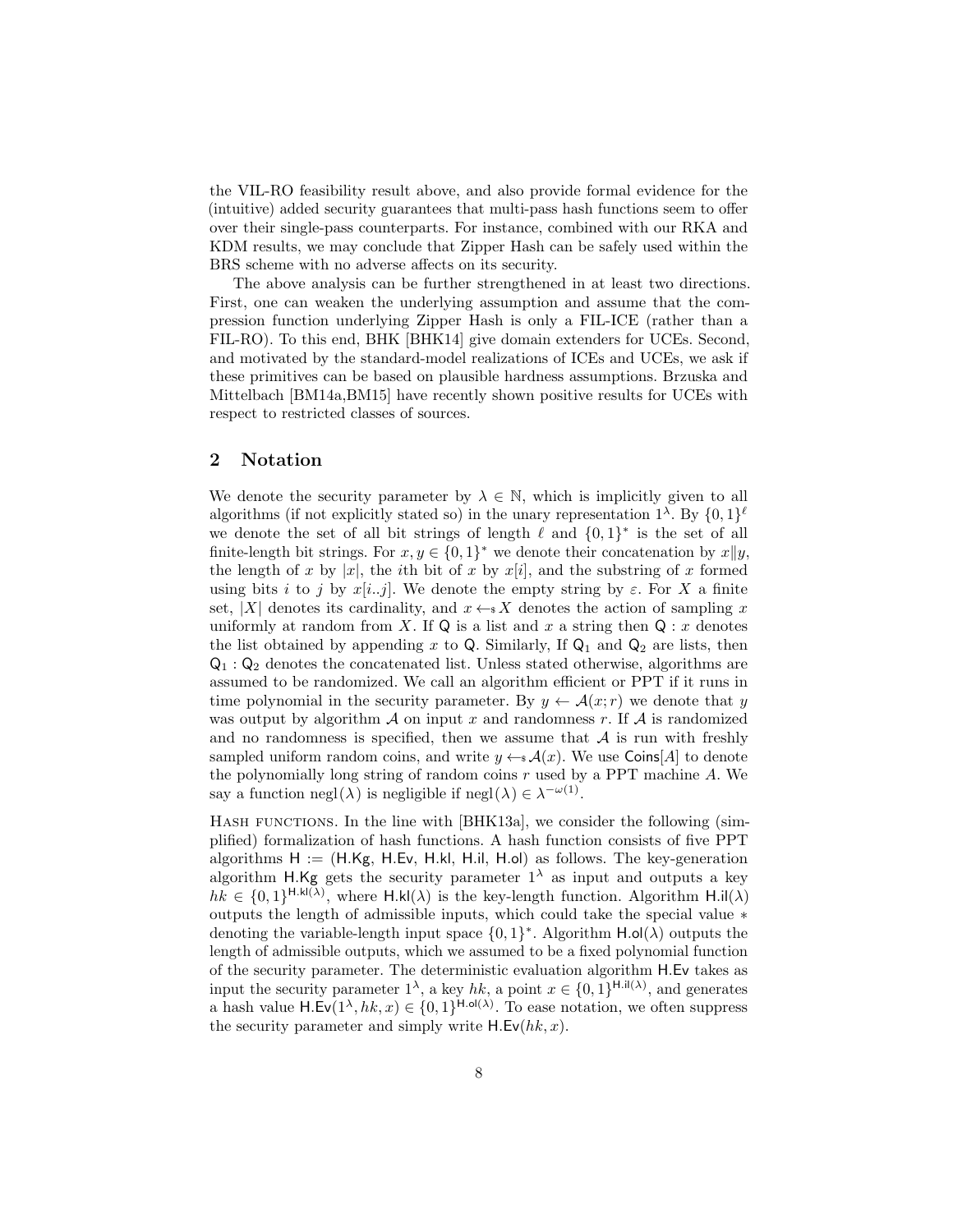the VIL-RO feasibility result above, and also provide formal evidence for the (intuitive) added security guarantees that multi-pass hash functions seem to offer over their single-pass counterparts. For instance, combined with our RKA and KDM results, we may conclude that Zipper Hash can be safely used within the BRS scheme with no adverse affects on its security.

The above analysis can be further strengthened in at least two directions. First, one can weaken the underlying assumption and assume that the compression function underlying Zipper Hash is only a FIL-ICE (rather than a FIL-RO). To this end, BHK [BHK14] give domain extenders for UCEs. Second, and motivated by the standard-model realizations of ICEs and UCEs, we ask if these primitives can be based on plausible hardness assumptions. Brzuska and Mittelbach [BM14a,BM15] have recently shown positive results for UCEs with respect to restricted classes of sources.

## 2 Notation

We denote the security parameter by $\lambda \in \mathbb{N}$, which is implicitly given to all algorithms (if not explicitly stated so) in the unary representation $1^\lambda$. By $\{0,1\}^\ell$ we denote the set of all bit strings of length $\ell$ and $\{0,1\}^*$ is the set of all finite-length bit strings. For $x, y \in \{0,1\}^*$ we denote their concatenation by $x \| y$, the length of $x$ by $|x|$, the $i$th bit of $x$ by $x[i]$, and the substring of $x$ formed using bits $i$ to $j$ by $x[i..j]$. We denote the empty string by $\varepsilon$. For $X$ a finite set, $|X|$ denotes its cardinality, and $x \leftarrow_{\$} X$ denotes the action of sampling $x$ uniformly at random from $X$. If $\mathsf{Q}$ is a list and $x$ a string then $\mathsf{Q} : x$ denotes the list obtained by appending $x$ to $\mathsf{Q}$. Similarly, If $\mathsf{Q}_1$ and $\mathsf{Q}_2$ are lists, then $\mathsf{Q}_1 : \mathsf{Q}_2$ denotes the concatenated list. Unless stated otherwise, algorithms are assumed to be randomized. We call an algorithm efficient or PPT if it runs in time polynomial in the security parameter. By $y \leftarrow \mathcal{A}(x; r)$ we denote that $y$ was output by algorithm $\mathcal{A}$ on input $x$ and randomness $r$. If $\mathcal{A}$ is randomized and no randomness is specified, then we assume that $\mathcal{A}$ is run with freshly sampled uniform random coins, and write $y \leftarrow_{\$} \mathcal{A}(x)$. We use $\mathsf{Coins}[A]$ to denote the polynomially long string of random coins $r$ used by a PPT machine $A$. We say a function $\mathrm{negl}(\lambda)$ is negligible if $\mathrm{negl}(\lambda) \in \lambda^{-\omega(1)}$.

Hash functions. In the line with [BHK13a], we consider the following (simplified) formalization of hash functions. A hash function consists of five PPT algorithms $\mathsf{H} := (\mathsf{H.Kg}, \mathsf{H.Ev}, \mathsf{H.kl}, \mathsf{H.il}, \mathsf{H.ol})$ as follows. The key-generation algorithm $\mathsf{H.Kg}$ gets the security parameter $1^\lambda$ as input and outputs a key $hk \in \{0,1\}^{\mathsf{H.kl}(\lambda)}$, where $\mathsf{H.kl}(\lambda)$ is the key-length function. Algorithm $\mathsf{H.il}(\lambda)$ outputs the length of admissible inputs, which could take the special value $*$ denoting the variable-length input space $\{0,1\}^*$. Algorithm $\mathsf{H.ol}(\lambda)$ outputs the length of admissible outputs, which we assumed to be a fixed polynomial function of the security parameter. The deterministic evaluation algorithm $\mathsf{H.Ev}$ takes as input the security parameter $1^\lambda$, a key $hk$, a point $x \in \{0,1\}^{\mathsf{H.il}(\lambda)}$, and generates a hash value $\mathsf{H.Ev}(1^\lambda, hk, x) \in \{0,1\}^{\mathsf{H.ol}(\lambda)}$. To ease notation, we often suppress the security parameter and simply write $\mathsf{H.Ev}(hk, x)$.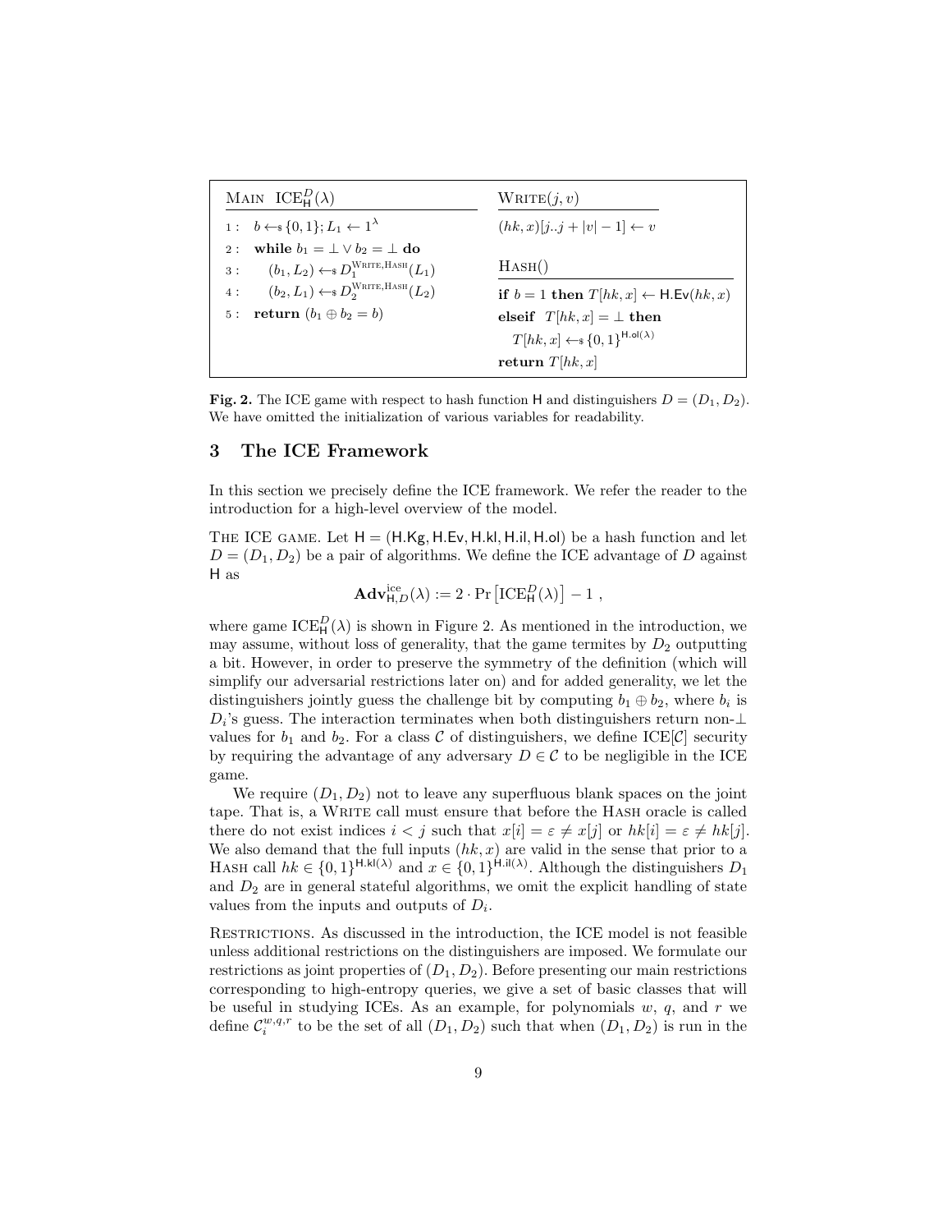| $\text{Main} \ \ \text{ICE}^D_{\mathsf{H}}(\lambda)$ | $\text{Write}(j, v)$ |
|---|---|
| 1 : $b \leftarrow_\$ \{0,1\}; L_1 \leftarrow 1^\lambda$ | $(hk, x)[j..j + \lvert v \rvert - 1] \leftarrow v$ |
| 2 : **while** $b_1 = \bot \vee b_2 = \bot$ **do** | |
| 3 : $\quad (b_1, L_2) \leftarrow_\$ D_1^{\text{Write},\text{Hash}}(L_1)$ | $\text{Hash}()$ |
| 4 : $\quad (b_2, L_1) \leftarrow_\$ D_2^{\text{Write},\text{Hash}}(L_2)$ | **if** $b = 1$ **then** $T[hk, x] \leftarrow \mathsf{H.Ev}(hk, x)$ |
| 5 : **return** $(b_1 \oplus b_2 = b)$ | **elseif** $T[hk, x] = \bot$ **then** |
| | $\quad T[hk, x] \leftarrow_\$ \{0,1\}^{\mathsf{H.ol}(\lambda)}$ |
| | **return** $T[hk, x]$ |

**Fig. 2.** The ICE game with respect to hash function $\mathsf{H}$ and distinguishers $D = (D_1, D_2)$. We have omitted the initialization of various variables for readability.

## 3 The ICE Framework

In this section we precisely define the ICE framework. We refer the reader to the introduction for a high-level overview of the model.

The ICE game. Let $\mathsf{H} = (\mathsf{H.Kg}, \mathsf{H.Ev}, \mathsf{H.kl}, \mathsf{H.il}, \mathsf{H.ol})$ be a hash function and let $D = (D_1, D_2)$ be a pair of algorithms. We define the ICE advantage of $D$ against $\mathsf{H}$ as

$$\mathbf{Adv}^{\text{ice}}_{\mathsf{H},D}(\lambda) := 2 \cdot \Pr\left[\text{ICE}^D_{\mathsf{H}}(\lambda)\right] - 1 ,$$

where game $\text{ICE}^D_{\mathsf{H}}(\lambda)$ is shown in Figure 2. As mentioned in the introduction, we may assume, without loss of generality, that the game termites by $D_2$ outputting a bit. However, in order to preserve the symmetry of the definition (which will simplify our adversarial restrictions later on) and for added generality, we let the distinguishers jointly guess the challenge bit by computing $b_1 \oplus b_2$, where $b_i$ is $D_i$'s guess. The interaction terminates when both distinguishers return non-$\bot$ values for $b_1$ and $b_2$. For a class $\mathcal{C}$ of distinguishers, we define ICE[$\mathcal{C}$] security by requiring the advantage of any adversary $D \in \mathcal{C}$ to be negligible in the ICE game.

We require $(D_1, D_2)$ not to leave any superfluous blank spaces on the joint tape. That is, a Write call must ensure that before the Hash oracle is called there do not exist indices $i < j$ such that $x[i] = \varepsilon \neq x[j]$ or $hk[i] = \varepsilon \neq hk[j]$. We also demand that the full inputs $(hk, x)$ are valid in the sense that prior to a Hash call $hk \in \{0,1\}^{\mathsf{H.kl}(\lambda)}$ and $x \in \{0,1\}^{\mathsf{H.il}(\lambda)}$. Although the distinguishers $D_1$ and $D_2$ are in general stateful algorithms, we omit the explicit handling of state values from the inputs and outputs of $D_i$.

Restrictions. As discussed in the introduction, the ICE model is not feasible unless additional restrictions on the distinguishers are imposed. We formulate our restrictions as joint properties of $(D_1, D_2)$. Before presenting our main restrictions corresponding to high-entropy queries, we give a set of basic classes that will be useful in studying ICEs. As an example, for polynomials $w$, $q$, and $r$ we define $\mathcal{C}_i^{w,q,r}$ to be the set of all $(D_1, D_2)$ such that when $(D_1, D_2)$ is run in the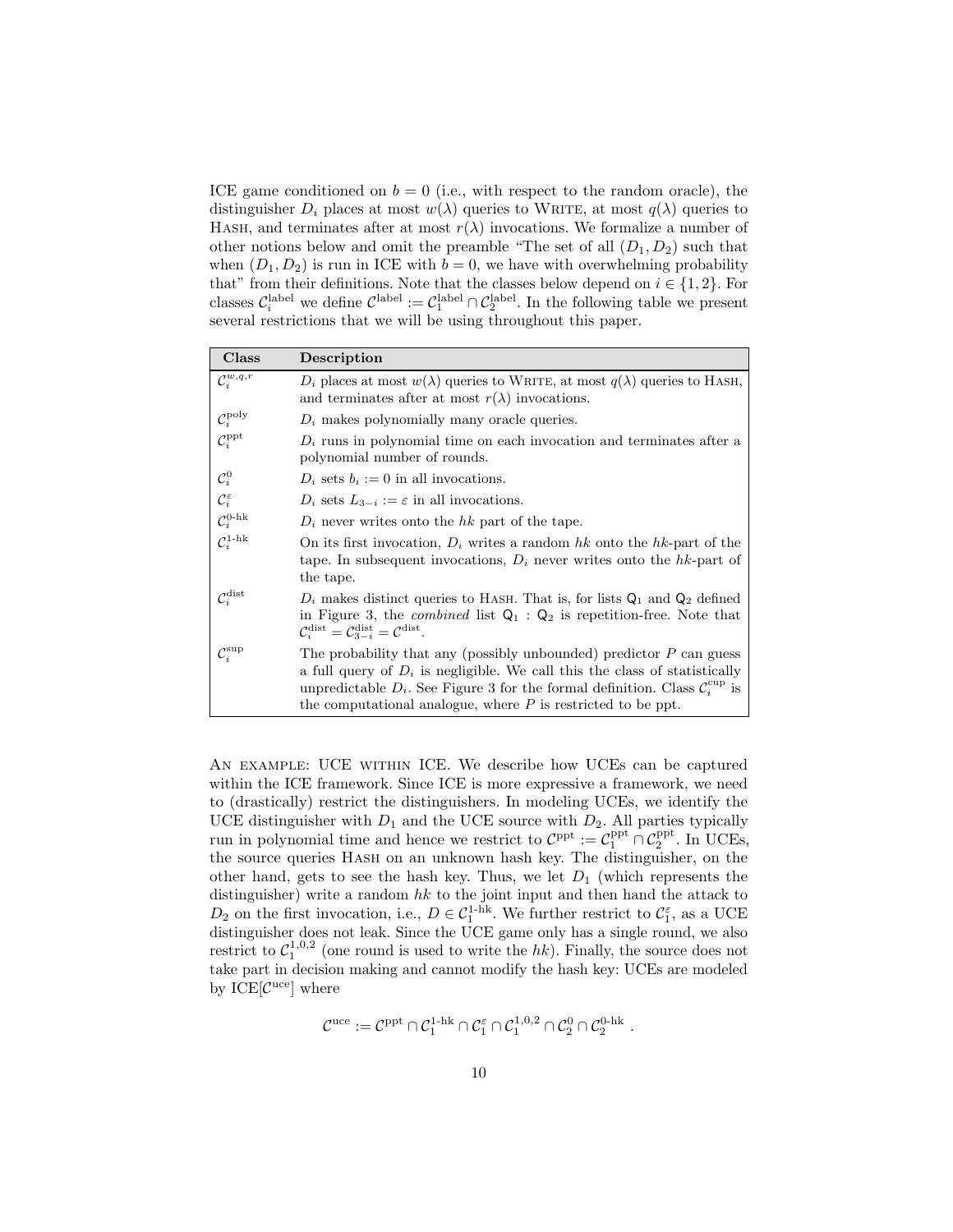ICE game conditioned on $b = 0$ (i.e., with respect to the random oracle), the distinguisher $D_i$ places at most $w(\lambda)$ queries to WRITE, at most $q(\lambda)$ queries to HASH, and terminates after at most $r(\lambda)$ invocations. We formalize a number of other notions below and omit the preamble "The set of all $(D_1, D_2)$ such that when $(D_1, D_2)$ is run in ICE with $b = 0$, we have with overwhelming probability that" from their definitions. Note that the classes below depend on $i \in \{1, 2\}$. For classes $\mathcal{C}_i^{\text{label}}$ we define $\mathcal{C}^{\text{label}} := \mathcal{C}_1^{\text{label}} \cap \mathcal{C}_2^{\text{label}}$. In the following table we present several restrictions that we will be using throughout this paper.

| Class | Description |
|---|---|
| $\mathcal{C}_i^{w,q,r}$ | $D_i$ places at most $w(\lambda)$ queries to WRITE, at most $q(\lambda)$ queries to HASH, and terminates after at most $r(\lambda)$ invocations. |
| $\mathcal{C}_i^{\text{poly}}$ | $D_i$ makes polynomially many oracle queries. |
| $\mathcal{C}_i^{\text{ppt}}$ | $D_i$ runs in polynomial time on each invocation and terminates after a polynomial number of rounds. |
| $\mathcal{C}_i^{0}$ | $D_i$ sets $b_i := 0$ in all invocations. |
| $\mathcal{C}_i^{\varepsilon}$ | $D_i$ sets $L_{3-i} := \varepsilon$ in all invocations. |
| $\mathcal{C}_i^{\text{0-hk}}$ | $D_i$ never writes onto the $hk$ part of the tape. |
| $\mathcal{C}_i^{\text{1-hk}}$ | On its first invocation, $D_i$ writes a random $hk$ onto the $hk$-part of the tape. In subsequent invocations, $D_i$ never writes onto the $hk$-part of the tape. |
| $\mathcal{C}_i^{\text{dist}}$ | $D_i$ makes distinct queries to HASH. That is, for lists $\mathsf{Q}_1$ and $\mathsf{Q}_2$ defined in Figure 3, the *combined* list $\mathsf{Q}_1 : \mathsf{Q}_2$ is repetition-free. Note that $\mathcal{C}_i^{\text{dist}} = \mathcal{C}_{3-i}^{\text{dist}} = \mathcal{C}^{\text{dist}}$. |
| $\mathcal{C}_i^{\text{sup}}$ | The probability that any (possibly unbounded) predictor $P$ can guess a full query of $D_i$ is negligible. We call this the class of statistically unpredictable $D_i$. See Figure 3 for the formal definition. Class $\mathcal{C}_i^{\text{cup}}$ is the computational analogue, where $P$ is restricted to be ppt. |

AN EXAMPLE: UCE WITHIN ICE. We describe how UCEs can be captured within the ICE framework. Since ICE is more expressive a framework, we need to (drastically) restrict the distinguishers. In modeling UCEs, we identify the UCE distinguisher with $D_1$ and the UCE source with $D_2$. All parties typically run in polynomial time and hence we restrict to $\mathcal{C}^{\text{ppt}} := \mathcal{C}_1^{\text{ppt}} \cap \mathcal{C}_2^{\text{ppt}}$. In UCEs, the source queries HASH on an unknown hash key. The distinguisher, on the other hand, gets to see the hash key. Thus, we let $D_1$ (which represents the distinguisher) write a random $hk$ to the joint input and then hand the attack to $D_2$ on the first invocation, i.e., $D \in \mathcal{C}_1^{\text{1-hk}}$. We further restrict to $\mathcal{C}_1^{\varepsilon}$, as a UCE distinguisher does not leak. Since the UCE game only has a single round, we also restrict to $\mathcal{C}_1^{1,0,2}$ (one round is used to write the $hk$). Finally, the source does not take part in decision making and cannot modify the hash key: UCEs are modeled by ICE$[\mathcal{C}^{\text{uce}}]$ where

$$\mathcal{C}^{\text{uce}} := \mathcal{C}^{\text{ppt}} \cap \mathcal{C}_1^{\text{1-hk}} \cap \mathcal{C}_1^{\varepsilon} \cap \mathcal{C}_1^{1,0,2} \cap \mathcal{C}_2^{0} \cap \mathcal{C}_2^{\text{0-hk}} \ .$$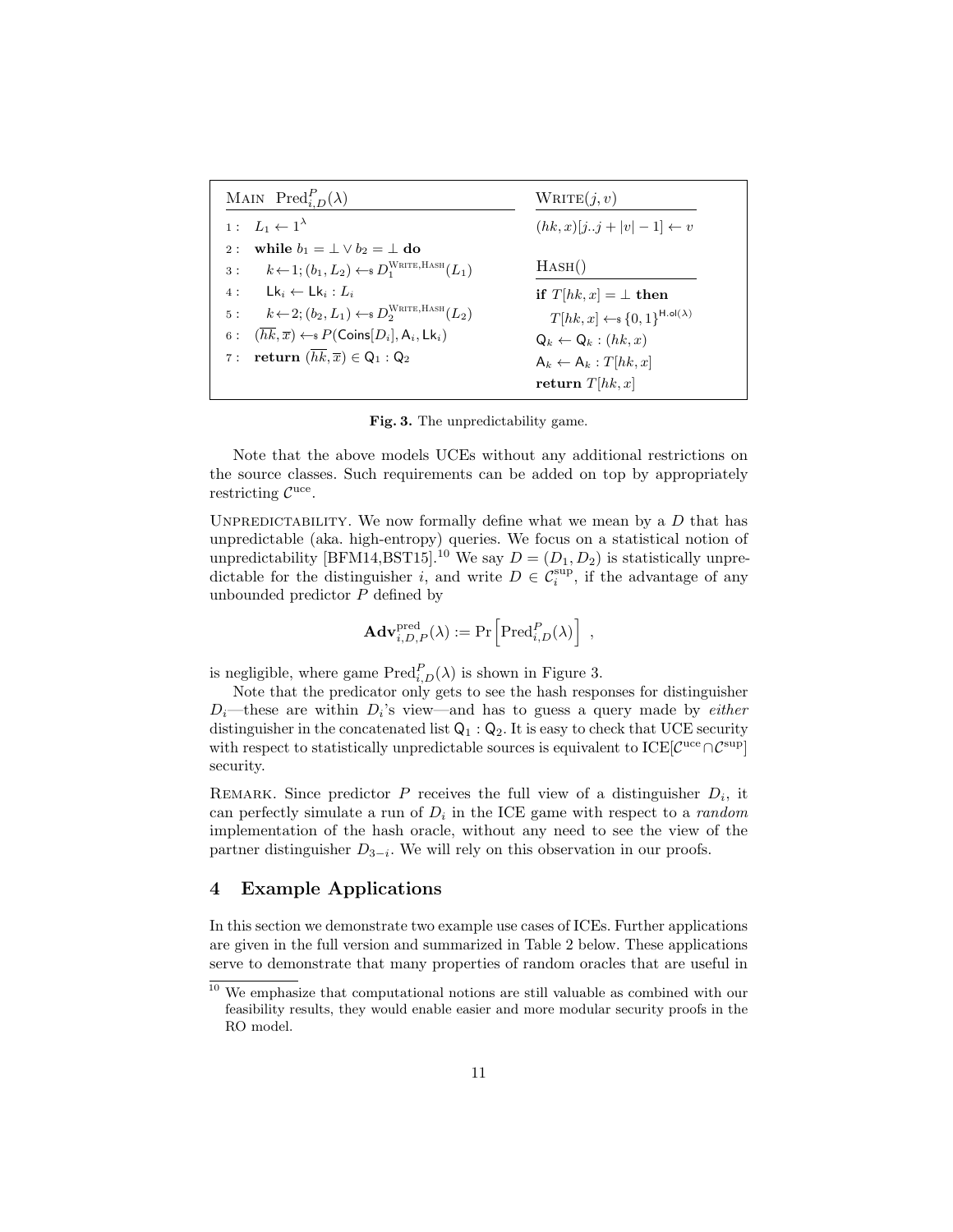```
MAIN  Pred^P_{i,D}(λ)                                   WRITE(j, v)
1 :  L_1 ← 1^λ                                          (hk, x)[j..j + |v| − 1] ← v
2 :  while b_1 = ⊥ ∨ b_2 = ⊥ do
3 :     k ← 1; (b_1, L_2) ←$ D_1^{WRITE,HASH}(L_1)      HASH()
4 :     Lk_i ← Lk_i : L_i                               if T[hk, x] = ⊥ then
5 :     k ← 2; (b_2, L_1) ←$ D_2^{WRITE,HASH}(L_2)        T[hk, x] ←$ {0, 1}^{H.ol(λ)}
6 :  (hk̄, x̄) ←$ P(Coins[D_i], A_i, Lk_i)                Q_k ← Q_k : (hk, x)
7 :  return (hk̄, x̄) ∈ Q_1 : Q_2                        A_k ← A_k : T[hk, x]
                                                        return T[hk, x]
```

**Fig. 3.** The unpredictability game.

Note that the above models UCEs without any additional restrictions on the source classes. Such requirements can be added on top by appropriately restricting $\mathcal{C}^{\text{uce}}$.

UNPREDICTABILITY. We now formally define what we mean by a $D$ that has unpredictable (aka. high-entropy) queries. We focus on a statistical notion of unpredictability [BFM14,BST15].[10] We say $D = (D_1, D_2)$ is statistically unpredictable for the distinguisher $i$, and write $D \in \mathcal{C}_i^{\text{sup}}$, if the advantage of any unbounded predictor $P$ defined by

$$\mathbf{Adv}^{\text{pred}}_{i,D,P}(\lambda) := \Pr\left[\text{Pred}^{P}_{i,D}(\lambda)\right] ,$$

is negligible, where game $\text{Pred}^{P}_{i,D}(\lambda)$ is shown in Figure 3.

Note that the predicator only gets to see the hash responses for distinguisher $D_i$—these are within $D_i$'s view—and has to guess a query made by *either* distinguisher in the concatenated list $\mathsf{Q}_1 : \mathsf{Q}_2$. It is easy to check that UCE security with respect to statistically unpredictable sources is equivalent to ICE[$\mathcal{C}^{\text{uce}} \cap \mathcal{C}^{\text{sup}}$] security.

REMARK. Since predictor $P$ receives the full view of a distinguisher $D_i$, it can perfectly simulate a run of $D_i$ in the ICE game with respect to a *random* implementation of the hash oracle, without any need to see the view of the partner distinguisher $D_{3-i}$. We will rely on this observation in our proofs.

## 4 Example Applications

In this section we demonstrate two example use cases of ICEs. Further applications are given in the full version and summarized in Table 2 below. These applications serve to demonstrate that many properties of random oracles that are useful in

[10] We emphasize that computational notions are still valuable as combined with our feasibility results, they would enable easier and more modular security proofs in the RO model.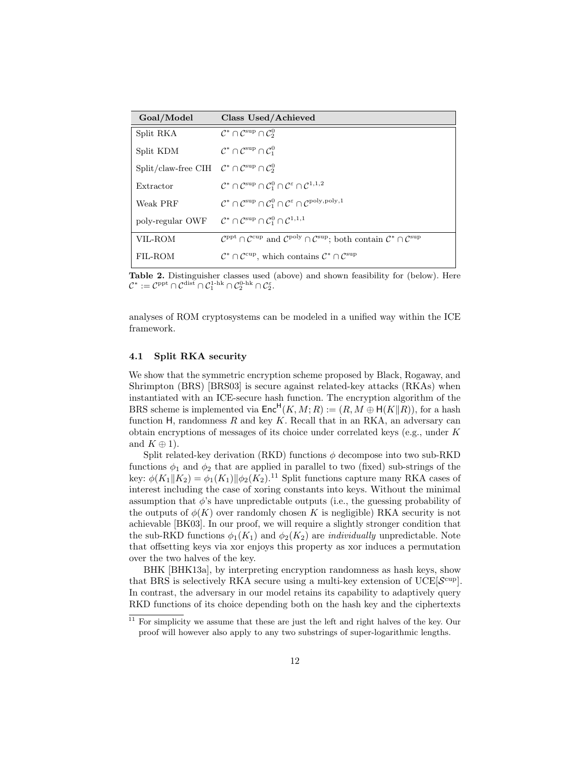| Goal/Model | Class Used/Achieved |
| --- | --- |
| Split RKA | $\mathcal{C}^* \cap \mathcal{C}^{\text{sup}} \cap \mathcal{C}_2^0$ |
| Split KDM | $\mathcal{C}^* \cap \mathcal{C}^{\text{sup}} \cap \mathcal{C}_1^0$ |
| Split/claw-free CIH | $\mathcal{C}^* \cap \mathcal{C}^{\text{sup}} \cap \mathcal{C}_2^0$ |
| Extractor | $\mathcal{C}^* \cap \mathcal{C}^{\text{sup}} \cap \mathcal{C}_1^0 \cap \mathcal{C}^{\varepsilon} \cap \mathcal{C}^{1,1,2}$ |
| Weak PRF | $\mathcal{C}^* \cap \mathcal{C}^{\text{sup}} \cap \mathcal{C}_1^0 \cap \mathcal{C}^{\varepsilon} \cap \mathcal{C}^{\text{poly},\text{poly},1}$ |
| poly-regular OWF | $\mathcal{C}^* \cap \mathcal{C}^{\text{sup}} \cap \mathcal{C}_1^0 \cap \mathcal{C}^{1,1,1}$ |
| VIL-ROM | $\mathcal{C}^{\text{ppt}} \cap \mathcal{C}^{\text{cup}}$ and $\mathcal{C}^{\text{poly}} \cap \mathcal{C}^{\text{sup}}$; both contain $\mathcal{C}^* \cap \mathcal{C}^{\text{sup}}$ |
| FIL-ROM | $\mathcal{C}^* \cap \mathcal{C}^{\text{cup}}$, which contains $\mathcal{C}^* \cap \mathcal{C}^{\text{sup}}$ |

**Table 2.** Distinguisher classes used (above) and shown feasibility for (below). Here $\mathcal{C}^* := \mathcal{C}^{\text{ppt}} \cap \mathcal{C}^{\text{dist}} \cap \mathcal{C}_1^{\text{1-hk}} \cap \mathcal{C}_2^{\text{0-hk}} \cap \mathcal{C}_2^{\varepsilon}$.

analyses of ROM cryptosystems can be modeled in a unified way within the ICE framework.

### 4.1 Split RKA security

We show that the symmetric encryption scheme proposed by Black, Rogaway, and Shrimpton (BRS) [BRS03] is secure against related-key attacks (RKAs) when instantiated with an ICE-secure hash function. The encryption algorithm of the BRS scheme is implemented via $\mathsf{Enc}^{\mathsf{H}}(K, M; R) := (R, M \oplus \mathsf{H}(K\|R))$, for a hash function $\mathsf{H}$, randomness $R$ and key $K$. Recall that in an RKA, an adversary can obtain encryptions of messages of its choice under correlated keys (e.g., under $K$ and $K \oplus 1$).

Split related-key derivation (RKD) functions $\phi$ decompose into two sub-RKD functions $\phi_1$ and $\phi_2$ that are applied in parallel to two (fixed) sub-strings of the key: $\phi(K_1\|K_2) = \phi_1(K_1)\|\phi_2(K_2)$.[11] Split functions capture many RKA cases of interest including the case of xoring constants into keys. Without the minimal assumption that $\phi$'s have unpredictable outputs (i.e., the guessing probability of the outputs of $\phi(K)$ over randomly chosen $K$ is negligible) RKA security is not achievable [BK03]. In our proof, we will require a slightly stronger condition that the sub-RKD functions $\phi_1(K_1)$ and $\phi_2(K_2)$ are *individually* unpredictable. Note that offsetting keys via xor enjoys this property as xor induces a permutation over the two halves of the key.

BHK [BHK13a], by interpreting encryption randomness as hash keys, show that BRS is selectively RKA secure using a multi-key extension of UCE[$\mathcal{S}^{\text{cup}}$]. In contrast, the adversary in our model retains its capability to adaptively query RKD functions of its choice depending both on the hash key and the ciphertexts

[11] For simplicity we assume that these are just the left and right halves of the key. Our proof will however also apply to any two substrings of super-logarithmic lengths.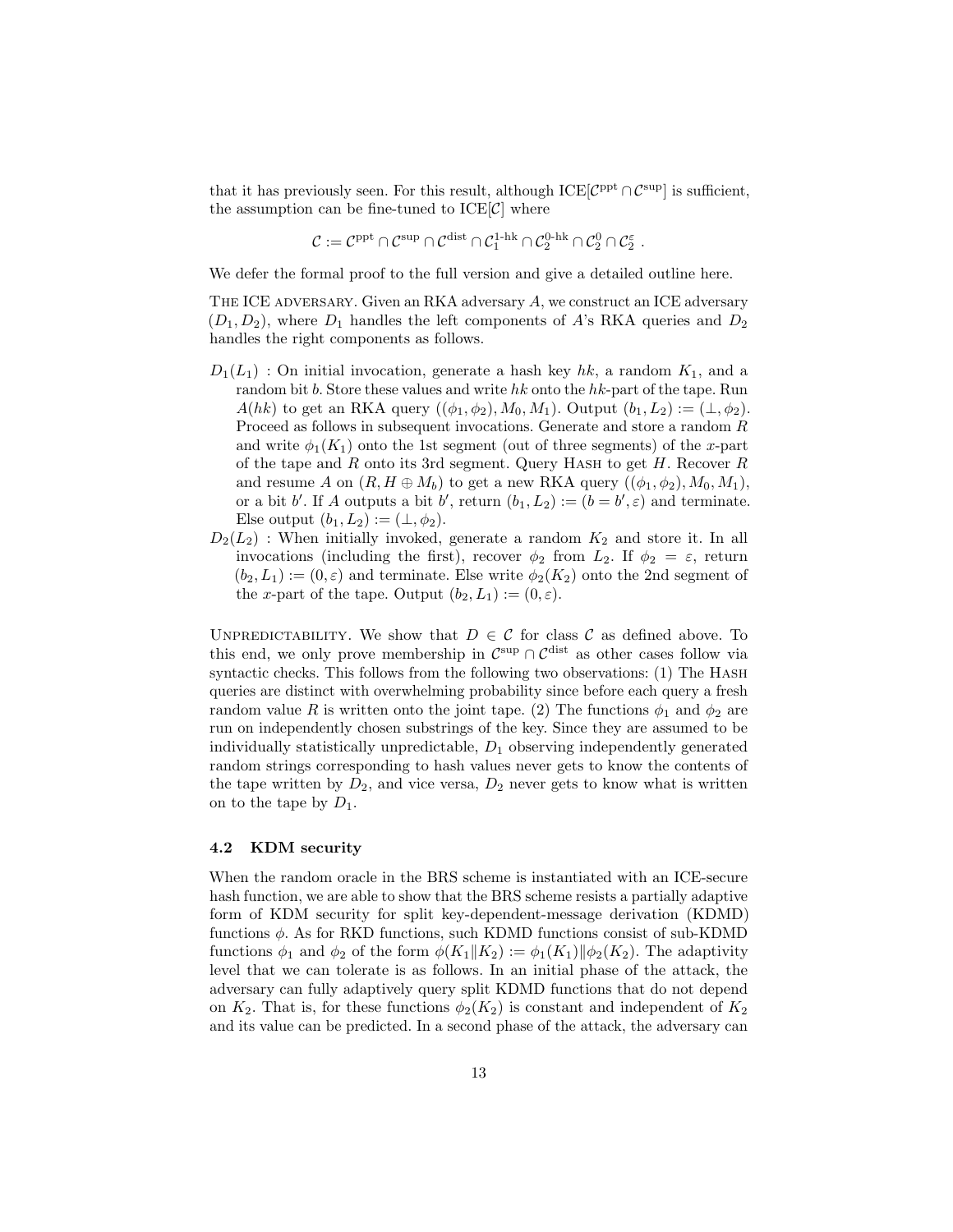that it has previously seen. For this result, although ICE[$\mathcal{C}^{\text{ppt}} \cap \mathcal{C}^{\text{sup}}$] is sufficient, the assumption can be fine-tuned to ICE[$\mathcal{C}$] where

$$\mathcal{C} := \mathcal{C}^{\text{ppt}} \cap \mathcal{C}^{\text{sup}} \cap \mathcal{C}^{\text{dist}} \cap \mathcal{C}_1^{\text{1-hk}} \cap \mathcal{C}_2^{\text{0-hk}} \cap \mathcal{C}_2^{0} \cap \mathcal{C}_2^{\varepsilon} \ .$$

We defer the formal proof to the full version and give a detailed outline here.

THE ICE ADVERSARY. Given an RKA adversary $A$, we construct an ICE adversary $(D_1, D_2)$, where $D_1$ handles the left components of $A$'s RKA queries and $D_2$ handles the right components as follows.

- $D_1(L_1)$ : On initial invocation, generate a hash key $hk$, a random $K_1$, and a random bit $b$. Store these values and write $hk$ onto the $hk$-part of the tape. Run $A(hk)$ to get an RKA query $((\phi_1, \phi_2), M_0, M_1)$. Output $(b_1, L_2) := (\perp, \phi_2)$. Proceed as follows in subsequent invocations. Generate and store a random $R$ and write $\phi_1(K_1)$ onto the 1st segment (out of three segments) of the $x$-part of the tape and $R$ onto its 3rd segment. Query HASH to get $H$. Recover $R$ and resume $A$ on $(R, H \oplus M_b)$ to get a new RKA query $((\phi_1, \phi_2), M_0, M_1)$, or a bit $b'$. If $A$ outputs a bit $b'$, return $(b_1, L_2) := (b = b', \varepsilon)$ and terminate. Else output $(b_1, L_2) := (\perp, \phi_2)$.
- $D_2(L_2)$ : When initially invoked, generate a random $K_2$ and store it. In all invocations (including the first), recover $\phi_2$ from $L_2$. If $\phi_2 = \varepsilon$, return $(b_2, L_1) := (0, \varepsilon)$ and terminate. Else write $\phi_2(K_2)$ onto the 2nd segment of the $x$-part of the tape. Output $(b_2, L_1) := (0, \varepsilon)$.

UNPREDICTABILITY. We show that $D \in \mathcal{C}$ for class $\mathcal{C}$ as defined above. To this end, we only prove membership in $\mathcal{C}^{\text{sup}} \cap \mathcal{C}^{\text{dist}}$ as other cases follow via syntactic checks. This follows from the following two observations: (1) The HASH queries are distinct with overwhelming probability since before each query a fresh random value $R$ is written onto the joint tape. (2) The functions $\phi_1$ and $\phi_2$ are run on independently chosen substrings of the key. Since they are assumed to be individually statistically unpredictable, $D_1$ observing independently generated random strings corresponding to hash values never gets to know the contents of the tape written by $D_2$, and vice versa, $D_2$ never gets to know what is written on to the tape by $D_1$.

### 4.2 KDM security

When the random oracle in the BRS scheme is instantiated with an ICE-secure hash function, we are able to show that the BRS scheme resists a partially adaptive form of KDM security for split key-dependent-message derivation (KDMD) functions $\phi$. As for RKD functions, such KDMD functions consist of sub-KDMD functions $\phi_1$ and $\phi_2$ of the form $\phi(K_1 \| K_2) := \phi_1(K_1) \| \phi_2(K_2)$. The adaptivity level that we can tolerate is as follows. In an initial phase of the attack, the adversary can fully adaptively query split KDMD functions that do not depend on $K_2$. That is, for these functions $\phi_2(K_2)$ is constant and independent of $K_2$ and its value can be predicted. In a second phase of the attack, the adversary can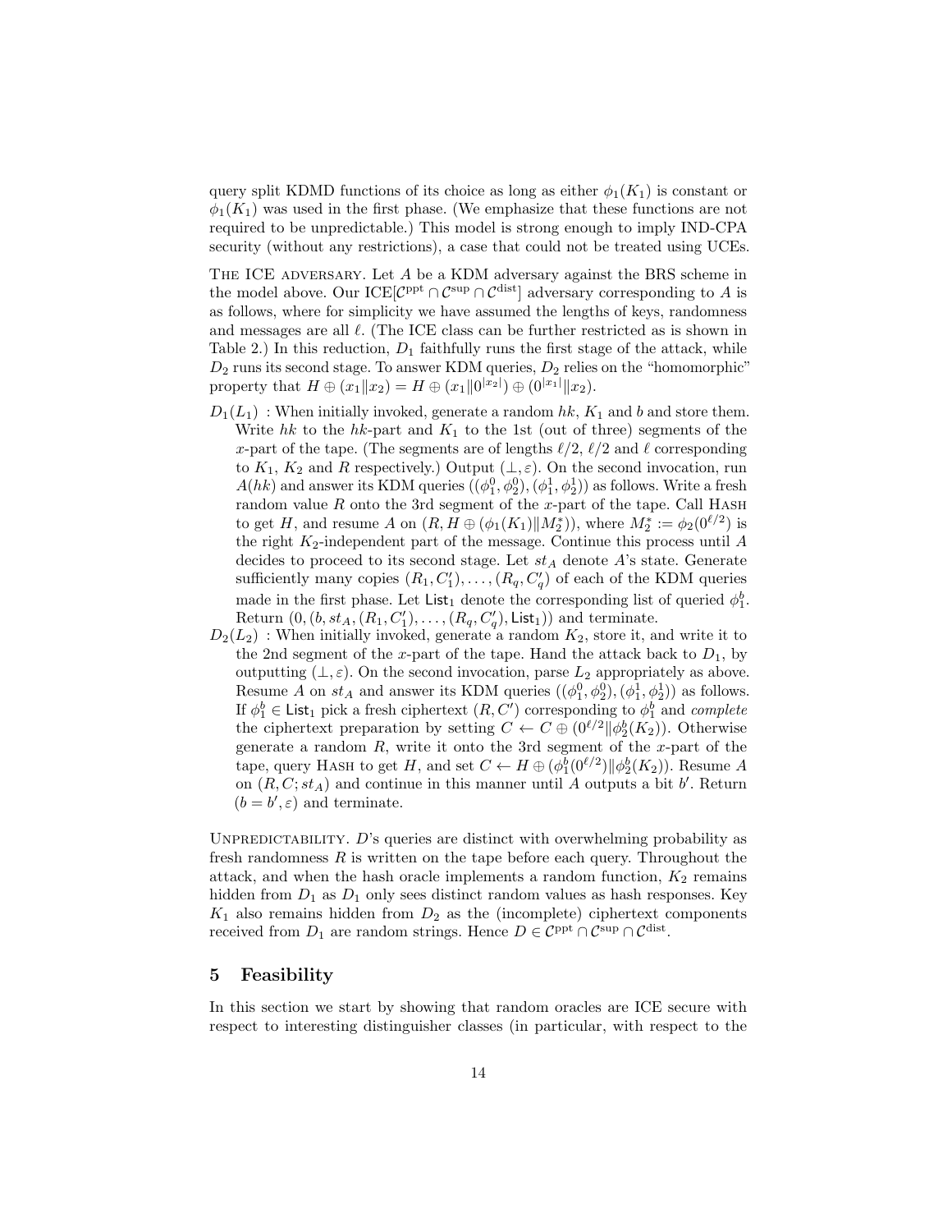query split KDMD functions of its choice as long as either $\phi_1(K_1)$ is constant or $\phi_1(K_1)$ was used in the first phase. (We emphasize that these functions are not required to be unpredictable.) This model is strong enough to imply IND-CPA security (without any restrictions), a case that could not be treated using UCEs.

The ICE adversary. Let $A$ be a KDM adversary against the BRS scheme in the model above. Our ICE[$\mathcal{C}^{\text{ppt}} \cap \mathcal{C}^{\text{sup}} \cap \mathcal{C}^{\text{dist}}$] adversary corresponding to $A$ is as follows, where for simplicity we have assumed the lengths of keys, randomness and messages are all $\ell$. (The ICE class can be further restricted as is shown in Table 2.) In this reduction, $D_1$ faithfully runs the first stage of the attack, while $D_2$ runs its second stage. To answer KDM queries, $D_2$ relies on the "homomorphic" property that $H \oplus (x_1 \| x_2) = H \oplus (x_1 \| 0^{|x_2|}) \oplus (0^{|x_1|} \| x_2)$.

- $D_1(L_1)$ : When initially invoked, generate a random $hk$, $K_1$ and $b$ and store them. Write $hk$ to the $hk$-part and $K_1$ to the 1st (out of three) segments of the $x$-part of the tape. (The segments are of lengths $\ell/2$, $\ell/2$ and $\ell$ corresponding to $K_1$, $K_2$ and $R$ respectively.) Output $(\bot, \varepsilon)$. On the second invocation, run $A(hk)$ and answer its KDM queries $((\phi_1^0, \phi_2^0), (\phi_1^1, \phi_2^1))$ as follows. Write a fresh random value $R$ onto the 3rd segment of the $x$-part of the tape. Call Hash to get $H$, and resume $A$ on $(R, H \oplus (\phi_1(K_1) \| M_2^*))$, where $M_2^* := \phi_2(0^{\ell/2})$ is the right $K_2$-independent part of the message. Continue this process until $A$ decides to proceed to its second stage. Let $st_A$ denote $A$'s state. Generate sufficiently many copies $(R_1, C_1'), \ldots, (R_q, C_q')$ of each of the KDM queries made in the first phase. Let $\mathsf{List}_1$ denote the corresponding list of queried $\phi_1^b$. Return $(0, (b, st_A, (R_1, C_1'), \ldots, (R_q, C_q'), \mathsf{List}_1))$ and terminate.
- $D_2(L_2)$ : When initially invoked, generate a random $K_2$, store it, and write it to the 2nd segment of the $x$-part of the tape. Hand the attack back to $D_1$, by outputting $(\bot, \varepsilon)$. On the second invocation, parse $L_2$ appropriately as above. Resume $A$ on $st_A$ and answer its KDM queries $((\phi_1^0, \phi_2^0), (\phi_1^1, \phi_2^1))$ as follows. If $\phi_1^b \in \mathsf{List}_1$ pick a fresh ciphertext $(R, C')$ corresponding to $\phi_1^b$ and *complete* the ciphertext preparation by setting $C \leftarrow C \oplus (0^{\ell/2} \| \phi_2^b(K_2))$. Otherwise generate a random $R$, write it onto the 3rd segment of the $x$-part of the tape, query Hash to get $H$, and set $C \leftarrow H \oplus (\phi_1^b(0^{\ell/2}) \| \phi_2^b(K_2))$. Resume $A$ on $(R, C; st_A)$ and continue in this manner until $A$ outputs a bit $b'$. Return $(b = b', \varepsilon)$ and terminate.

Unpredictability. $D$'s queries are distinct with overwhelming probability as fresh randomness $R$ is written on the tape before each query. Throughout the attack, and when the hash oracle implements a random function, $K_2$ remains hidden from $D_1$ as $D_1$ only sees distinct random values as hash responses. Key $K_1$ also remains hidden from $D_2$ as the (incomplete) ciphertext components received from $D_1$ are random strings. Hence $D \in \mathcal{C}^{\text{ppt}} \cap \mathcal{C}^{\text{sup}} \cap \mathcal{C}^{\text{dist}}$.

## 5 Feasibility

In this section we start by showing that random oracles are ICE secure with respect to interesting distinguisher classes (in particular, with respect to the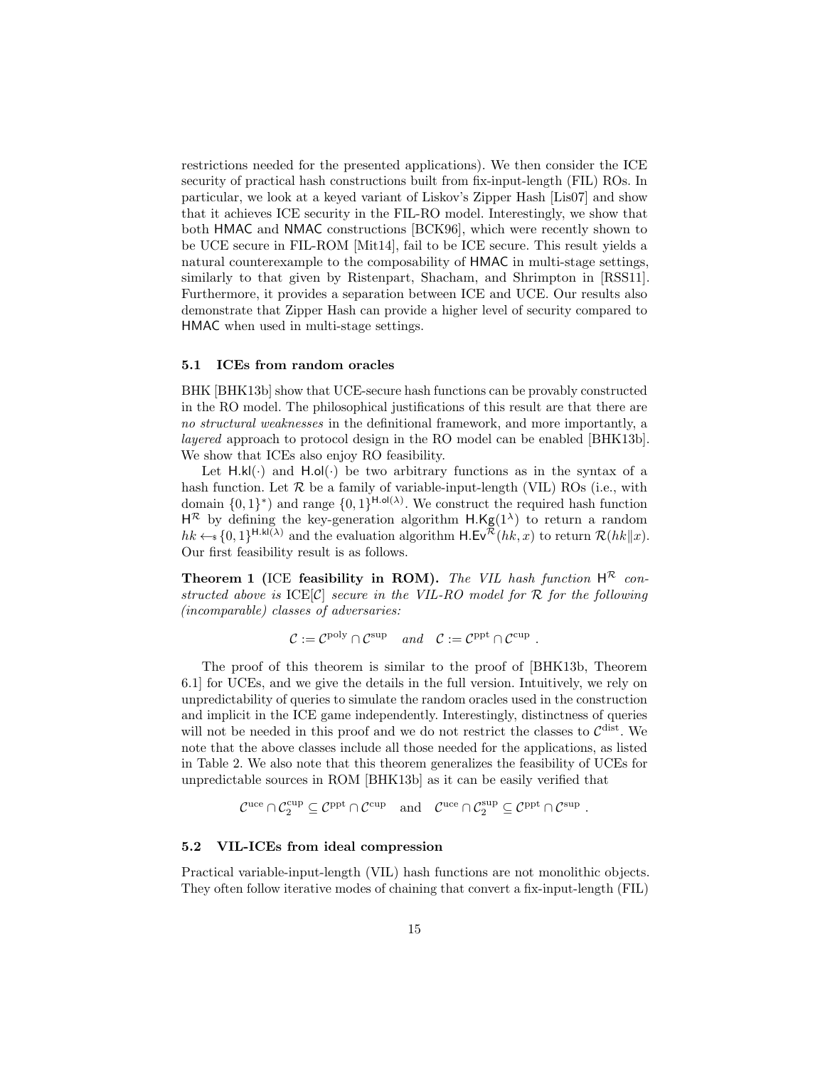restrictions needed for the presented applications). We then consider the ICE security of practical hash constructions built from fix-input-length (FIL) ROs. In particular, we look at a keyed variant of Liskov's Zipper Hash [Lis07] and show that it achieves ICE security in the FIL-RO model. Interestingly, we show that both HMAC and NMAC constructions [BCK96], which were recently shown to be UCE secure in FIL-ROM [Mit14], fail to be ICE secure. This result yields a natural counterexample to the composability of HMAC in multi-stage settings, similarly to that given by Ristenpart, Shacham, and Shrimpton in [RSS11]. Furthermore, it provides a separation between ICE and UCE. Our results also demonstrate that Zipper Hash can provide a higher level of security compared to HMAC when used in multi-stage settings.

### 5.1 ICEs from random oracles

BHK [BHK13b] show that UCE-secure hash functions can be provably constructed in the RO model. The philosophical justifications of this result are that there are *no structural weaknesses* in the definitional framework, and more importantly, a *layered* approach to protocol design in the RO model can be enabled [BHK13b]. We show that ICEs also enjoy RO feasibility.

Let $\mathsf{H.kl}(\cdot)$ and $\mathsf{H.ol}(\cdot)$ be two arbitrary functions as in the syntax of a hash function. Let $\mathcal{R}$ be a family of variable-input-length (VIL) ROs (i.e., with domain $\{0,1\}^*$) and range $\{0,1\}^{\mathsf{H.ol}(\lambda)}$. We construct the required hash function $\mathsf{H}^{\mathcal{R}}$ by defining the key-generation algorithm $\mathsf{H.Kg}(1^\lambda)$ to return a random $hk \leftarrow_{\$} \{0,1\}^{\mathsf{H.kl}(\lambda)}$ and the evaluation algorithm $\mathsf{H.Ev}^{\mathcal{R}}(hk, x)$ to return $\mathcal{R}(hk\|x)$. Our first feasibility result is as follows.

**Theorem 1 (ICE feasibility in ROM).** *The VIL hash function $\mathsf{H}^{\mathcal{R}}$ constructed above is $\mathrm{ICE}[\mathcal{C}]$ secure in the VIL-RO model for $\mathcal{R}$ for the following (incomparable) classes of adversaries:*

$$\mathcal{C} := \mathcal{C}^{\mathrm{poly}} \cap \mathcal{C}^{\mathrm{sup}} \quad \textit{and} \quad \mathcal{C} := \mathcal{C}^{\mathrm{ppt}} \cap \mathcal{C}^{\mathrm{cup}} \ .$$

The proof of this theorem is similar to the proof of [BHK13b, Theorem 6.1] for UCEs, and we give the details in the full version. Intuitively, we rely on unpredictability of queries to simulate the random oracles used in the construction and implicit in the ICE game independently. Interestingly, distinctness of queries will not be needed in this proof and we do not restrict the classes to $\mathcal{C}^{\mathrm{dist}}$. We note that the above classes include all those needed for the applications, as listed in Table 2. We also note that this theorem generalizes the feasibility of UCEs for unpredictable sources in ROM [BHK13b] as it can be easily verified that

$$\mathcal{C}^{\mathrm{uce}} \cap \mathcal{C}_2^{\mathrm{cup}} \subseteq \mathcal{C}^{\mathrm{ppt}} \cap \mathcal{C}^{\mathrm{cup}} \quad \text{and} \quad \mathcal{C}^{\mathrm{uce}} \cap \mathcal{C}_2^{\mathrm{sup}} \subseteq \mathcal{C}^{\mathrm{ppt}} \cap \mathcal{C}^{\mathrm{sup}} \ .$$

### 5.2 VIL-ICEs from ideal compression

Practical variable-input-length (VIL) hash functions are not monolithic objects. They often follow iterative modes of chaining that convert a fix-input-length (FIL)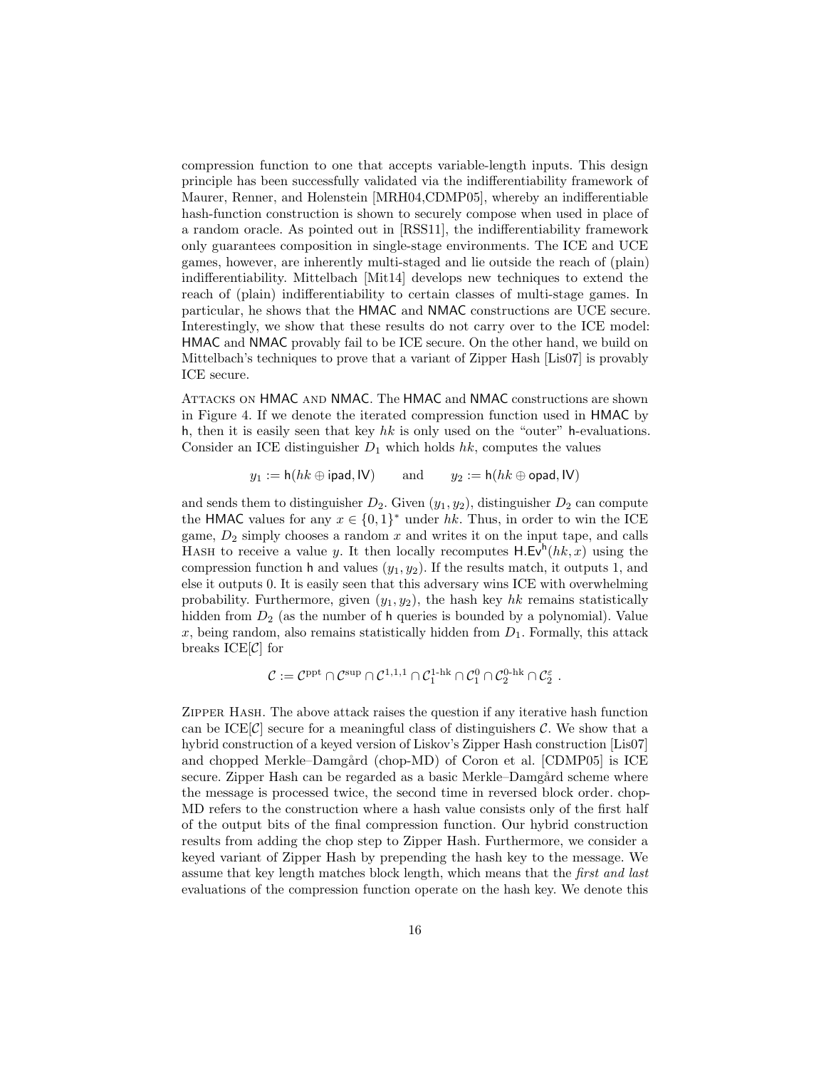compression function to one that accepts variable-length inputs. This design principle has been successfully validated via the indifferentiability framework of Maurer, Renner, and Holenstein [MRH04,CDMP05], whereby an indifferentiable hash-function construction is shown to securely compose when used in place of a random oracle. As pointed out in [RSS11], the indifferentiability framework only guarantees composition in single-stage environments. The ICE and UCE games, however, are inherently multi-staged and lie outside the reach of (plain) indifferentiability. Mittelbach [Mit14] develops new techniques to extend the reach of (plain) indifferentiability to certain classes of multi-stage games. In particular, he shows that the HMAC and NMAC constructions are UCE secure. Interestingly, we show that these results do not carry over to the ICE model: HMAC and NMAC provably fail to be ICE secure. On the other hand, we build on Mittelbach's techniques to prove that a variant of Zipper Hash [Lis07] is provably ICE secure.

Attacks on HMAC and NMAC. The HMAC and NMAC constructions are shown in Figure 4. If we denote the iterated compression function used in HMAC by $\mathsf{h}$, then it is easily seen that key $hk$ is only used on the "outer" $\mathsf{h}$-evaluations. Consider an ICE distinguisher $D_1$ which holds $hk$, computes the values

$$y_1 := \mathsf{h}(hk \oplus \mathsf{ipad}, \mathsf{IV}) \qquad \text{and} \qquad y_2 := \mathsf{h}(hk \oplus \mathsf{opad}, \mathsf{IV})$$

and sends them to distinguisher $D_2$. Given $(y_1, y_2)$, distinguisher $D_2$ can compute the HMAC values for any $x \in \{0,1\}^*$ under $hk$. Thus, in order to win the ICE game, $D_2$ simply chooses a random $x$ and writes it on the input tape, and calls Hash to receive a value $y$. It then locally recomputes $\mathsf{H.Ev}^{\mathsf{h}}(hk, x)$ using the compression function $\mathsf{h}$ and values $(y_1, y_2)$. If the results match, it outputs 1, and else it outputs 0. It is easily seen that this adversary wins ICE with overwhelming probability. Furthermore, given $(y_1, y_2)$, the hash key $hk$ remains statistically hidden from $D_2$ (as the number of $\mathsf{h}$ queries is bounded by a polynomial). Value $x$, being random, also remains statistically hidden from $D_1$. Formally, this attack breaks ICE[$\mathcal{C}$] for

$$\mathcal{C} := \mathcal{C}^{\text{ppt}} \cap \mathcal{C}^{\text{sup}} \cap \mathcal{C}^{1,1,1} \cap \mathcal{C}_1^{\text{1-hk}} \cap \mathcal{C}_1^{0} \cap \mathcal{C}_2^{\text{0-hk}} \cap \mathcal{C}_2^{\varepsilon} \; .$$

Zipper Hash. The above attack raises the question if any iterative hash function can be ICE[$\mathcal{C}$] secure for a meaningful class of distinguishers $\mathcal{C}$. We show that a hybrid construction of a keyed version of Liskov's Zipper Hash construction [Lis07] and chopped Merkle–Damgård (chop-MD) of Coron et al. [CDMP05] is ICE secure. Zipper Hash can be regarded as a basic Merkle–Damgård scheme where the message is processed twice, the second time in reversed block order. chop-MD refers to the construction where a hash value consists only of the first half of the output bits of the final compression function. Our hybrid construction results from adding the chop step to Zipper Hash. Furthermore, we consider a keyed variant of Zipper Hash by prepending the hash key to the message. We assume that key length matches block length, which means that the *first and last* evaluations of the compression function operate on the hash key. We denote this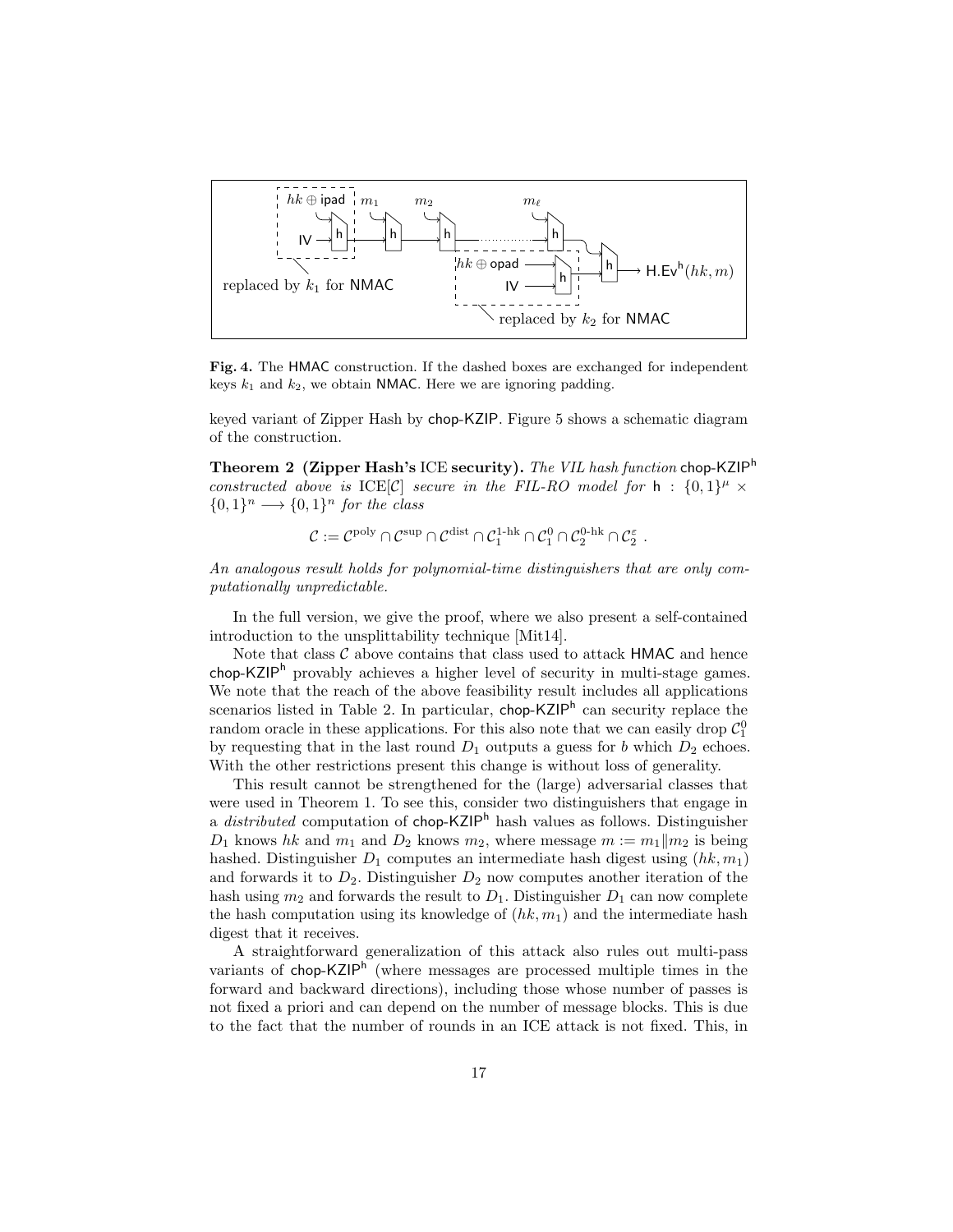Fig. 4. The HMAC construction. If the dashed boxes are exchanged for independent keys $k_1$ and $k_2$, we obtain NMAC. Here we are ignoring padding.

keyed variant of Zipper Hash by chop-KZIP. Figure 5 shows a schematic diagram of the construction.

**Theorem 2 (Zipper Hash's ICE security).** *The VIL hash function* $\text{chop-KZIP}^{\text{h}}$ *constructed above is* ICE[$\mathcal{C}$] *secure in the FIL-RO model for* $\text{h} : \{0,1\}^\mu \times \{0,1\}^n \longrightarrow \{0,1\}^n$ *for the class*

$$\mathcal{C} := \mathcal{C}^{\text{poly}} \cap \mathcal{C}^{\text{sup}} \cap \mathcal{C}^{\text{dist}} \cap \mathcal{C}_1^{\text{1-hk}} \cap \mathcal{C}_1^{0} \cap \mathcal{C}_2^{\text{0-hk}} \cap \mathcal{C}_2^{\varepsilon} .$$

*An analogous result holds for polynomial-time distinguishers that are only computationally unpredictable.*

In the full version, we give the proof, where we also present a self-contained introduction to the unsplittability technique [Mit14].

Note that class $\mathcal{C}$ above contains that class used to attack HMAC and hence $\text{chop-KZIP}^{\text{h}}$ provably achieves a higher level of security in multi-stage games. We note that the reach of the above feasibility result includes all applications scenarios listed in Table 2. In particular, $\text{chop-KZIP}^{\text{h}}$ can security replace the random oracle in these applications. For this also note that we can easily drop $\mathcal{C}_1^0$ by requesting that in the last round $D_1$ outputs a guess for $b$ which $D_2$ echoes. With the other restrictions present this change is without loss of generality.

This result cannot be strengthened for the (large) adversarial classes that were used in Theorem 1. To see this, consider two distinguishers that engage in a *distributed* computation of $\text{chop-KZIP}^{\text{h}}$ hash values as follows. Distinguisher $D_1$ knows $hk$ and $m_1$ and $D_2$ knows $m_2$, where message $m := m_1 \| m_2$ is being hashed. Distinguisher $D_1$ computes an intermediate hash digest using $(hk, m_1)$ and forwards it to $D_2$. Distinguisher $D_2$ now computes another iteration of the hash using $m_2$ and forwards the result to $D_1$. Distinguisher $D_1$ can now complete the hash computation using its knowledge of $(hk, m_1)$ and the intermediate hash digest that it receives.

A straightforward generalization of this attack also rules out multi-pass variants of $\text{chop-KZIP}^{\text{h}}$ (where messages are processed multiple times in the forward and backward directions), including those whose number of passes is not fixed a priori and can depend on the number of message blocks. This is due to the fact that the number of rounds in an ICE attack is not fixed. This, in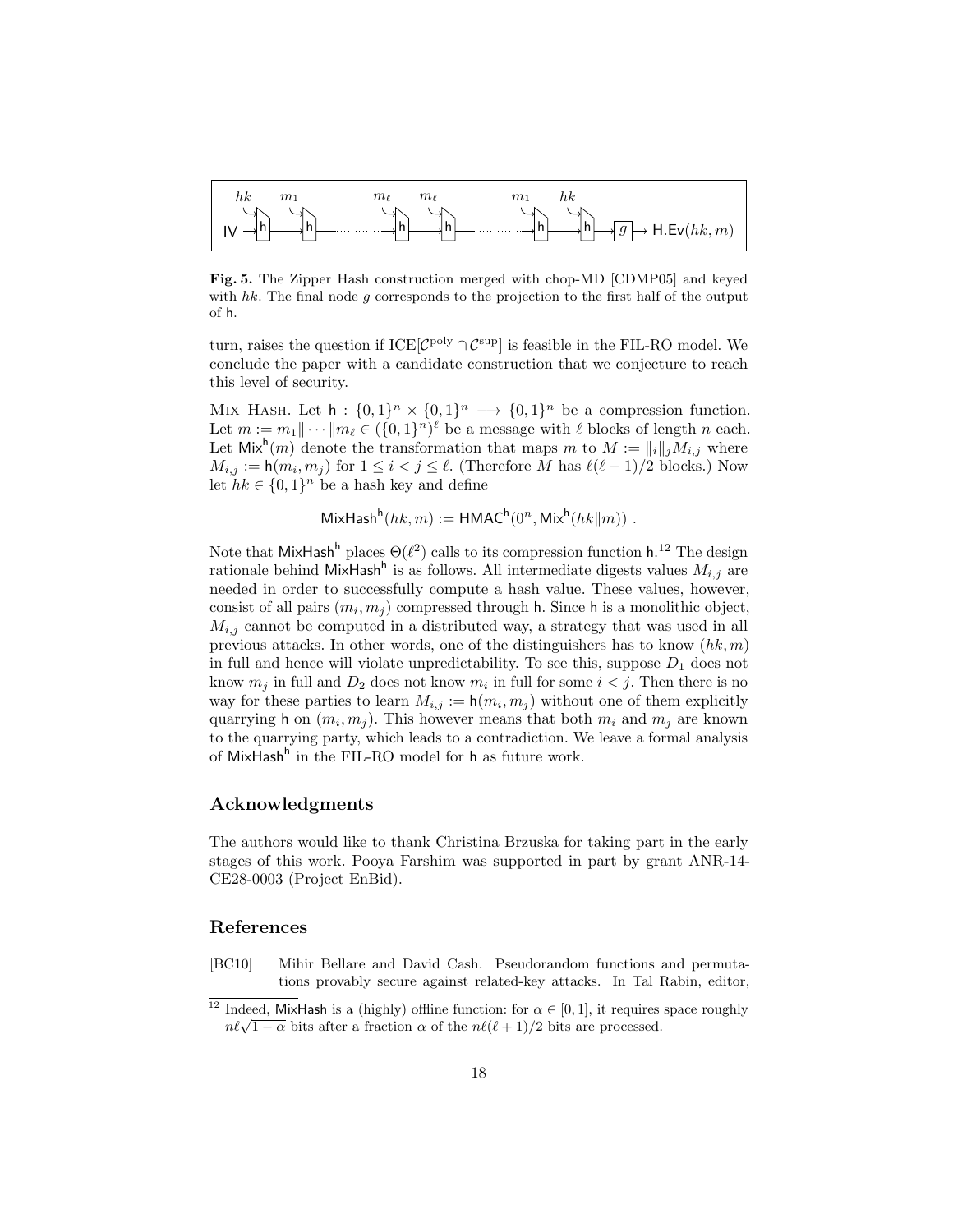**Fig. 5.** The Zipper Hash construction merged with chop-MD [CDMP05] and keyed with $hk$. The final node $g$ corresponds to the projection to the first half of the output of $\mathsf{h}$.

turn, raises the question if ICE$[\mathcal{C}^{\text{poly}} \cap \mathcal{C}^{\text{sup}}]$ is feasible in the FIL-RO model. We conclude the paper with a candidate construction that we conjecture to reach this level of security.

Mix Hash. Let $\mathsf{h} : \{0,1\}^n \times \{0,1\}^n \longrightarrow \{0,1\}^n$ be a compression function. Let $m := m_1 \| \cdots \| m_\ell \in (\{0,1\}^n)^\ell$ be a message with $\ell$ blocks of length $n$ each. Let $\mathsf{Mix}^{\mathsf{h}}(m)$ denote the transformation that maps $m$ to $M := \|_i \|_j M_{i,j}$ where $M_{i,j} := \mathsf{h}(m_i, m_j)$ for $1 \le i < j \le \ell$. (Therefore $M$ has $\ell(\ell-1)/2$ blocks.) Now let $hk \in \{0,1\}^n$ be a hash key and define

$$\mathsf{MixHash}^{\mathsf{h}}(hk, m) := \mathsf{HMAC}^{\mathsf{h}}(0^n, \mathsf{Mix}^{\mathsf{h}}(hk\|m)) .$$

Note that $\mathsf{MixHash}^{\mathsf{h}}$ places $\Theta(\ell^2)$ calls to its compression function $\mathsf{h}$.[12] The design rationale behind $\mathsf{MixHash}^{\mathsf{h}}$ is as follows. All intermediate digests values $M_{i,j}$ are needed in order to successfully compute a hash value. These values, however, consist of all pairs $(m_i, m_j)$ compressed through $\mathsf{h}$. Since $\mathsf{h}$ is a monolithic object, $M_{i,j}$ cannot be computed in a distributed way, a strategy that was used in all previous attacks. In other words, one of the distinguishers has to know $(hk, m)$ in full and hence will violate unpredictability. To see this, suppose $D_1$ does not know $m_j$ in full and $D_2$ does not know $m_i$ in full for some $i < j$. Then there is no way for these parties to learn $M_{i,j} := \mathsf{h}(m_i, m_j)$ without one of them explicitly quarrying $\mathsf{h}$ on $(m_i, m_j)$. This however means that both $m_i$ and $m_j$ are known to the quarrying party, which leads to a contradiction. We leave a formal analysis of $\mathsf{MixHash}^{\mathsf{h}}$ in the FIL-RO model for $\mathsf{h}$ as future work.

## Acknowledgments

The authors would like to thank Christina Brzuska for taking part in the early stages of this work. Pooya Farshim was supported in part by grant ANR-14-CE28-0003 (Project EnBid).

## References

[BC10] Mihir Bellare and David Cash. Pseudorandom functions and permutations provably secure against related-key attacks. In Tal Rabin, editor,

[12] Indeed, MixHash is a (highly) offline function: for $\alpha \in [0,1]$, it requires space roughly $n\ell\sqrt{1-\alpha}$ bits after a fraction $\alpha$ of the $n\ell(\ell+1)/2$ bits are processed.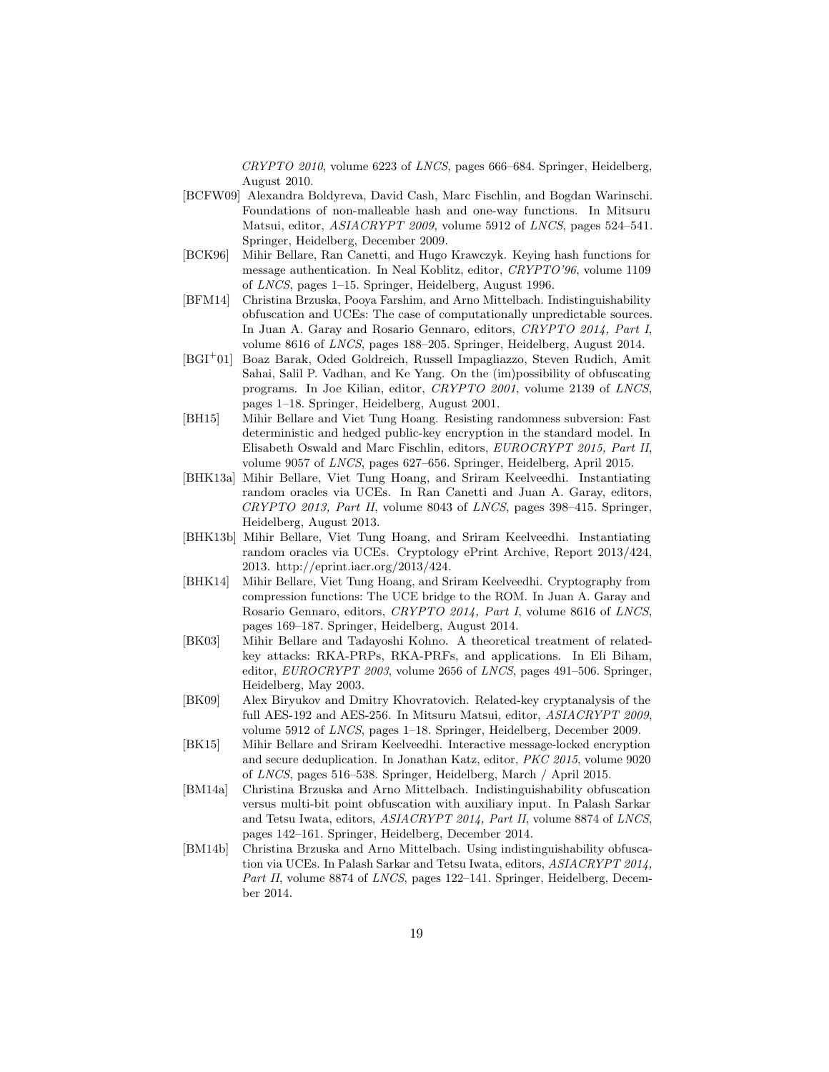*CRYPTO 2010*, volume 6223 of *LNCS*, pages 666–684. Springer, Heidelberg, August 2010.

[BCFW09] Alexandra Boldyreva, David Cash, Marc Fischlin, and Bogdan Warinschi. Foundations of non-malleable hash and one-way functions. In Mitsuru Matsui, editor, *ASIACRYPT 2009*, volume 5912 of *LNCS*, pages 524–541. Springer, Heidelberg, December 2009.

[BCK96] Mihir Bellare, Ran Canetti, and Hugo Krawczyk. Keying hash functions for message authentication. In Neal Koblitz, editor, *CRYPTO'96*, volume 1109 of *LNCS*, pages 1–15. Springer, Heidelberg, August 1996.

[BFM14] Christina Brzuska, Pooya Farshim, and Arno Mittelbach. Indistinguishability obfuscation and UCEs: The case of computationally unpredictable sources. In Juan A. Garay and Rosario Gennaro, editors, *CRYPTO 2014, Part I*, volume 8616 of *LNCS*, pages 188–205. Springer, Heidelberg, August 2014.

[BGI+01] Boaz Barak, Oded Goldreich, Russell Impagliazzo, Steven Rudich, Amit Sahai, Salil P. Vadhan, and Ke Yang. On the (im)possibility of obfuscating programs. In Joe Kilian, editor, *CRYPTO 2001*, volume 2139 of *LNCS*, pages 1–18. Springer, Heidelberg, August 2001.

[BH15] Mihir Bellare and Viet Tung Hoang. Resisting randomness subversion: Fast deterministic and hedged public-key encryption in the standard model. In Elisabeth Oswald and Marc Fischlin, editors, *EUROCRYPT 2015, Part II*, volume 9057 of *LNCS*, pages 627–656. Springer, Heidelberg, April 2015.

[BHK13a] Mihir Bellare, Viet Tung Hoang, and Sriram Keelveedhi. Instantiating random oracles via UCEs. In Ran Canetti and Juan A. Garay, editors, *CRYPTO 2013, Part II*, volume 8043 of *LNCS*, pages 398–415. Springer, Heidelberg, August 2013.

[BHK13b] Mihir Bellare, Viet Tung Hoang, and Sriram Keelveedhi. Instantiating random oracles via UCEs. Cryptology ePrint Archive, Report 2013/424, 2013. http://eprint.iacr.org/2013/424.

[BHK14] Mihir Bellare, Viet Tung Hoang, and Sriram Keelveedhi. Cryptography from compression functions: The UCE bridge to the ROM. In Juan A. Garay and Rosario Gennaro, editors, *CRYPTO 2014, Part I*, volume 8616 of *LNCS*, pages 169–187. Springer, Heidelberg, August 2014.

[BK03] Mihir Bellare and Tadayoshi Kohno. A theoretical treatment of related-key attacks: RKA-PRPs, RKA-PRFs, and applications. In Eli Biham, editor, *EUROCRYPT 2003*, volume 2656 of *LNCS*, pages 491–506. Springer, Heidelberg, May 2003.

[BK09] Alex Biryukov and Dmitry Khovratovich. Related-key cryptanalysis of the full AES-192 and AES-256. In Mitsuru Matsui, editor, *ASIACRYPT 2009*, volume 5912 of *LNCS*, pages 1–18. Springer, Heidelberg, December 2009.

[BK15] Mihir Bellare and Sriram Keelveedhi. Interactive message-locked encryption and secure deduplication. In Jonathan Katz, editor, *PKC 2015*, volume 9020 of *LNCS*, pages 516–538. Springer, Heidelberg, March / April 2015.

[BM14a] Christina Brzuska and Arno Mittelbach. Indistinguishability obfuscation versus multi-bit point obfuscation with auxiliary input. In Palash Sarkar and Tetsu Iwata, editors, *ASIACRYPT 2014, Part II*, volume 8874 of *LNCS*, pages 142–161. Springer, Heidelberg, December 2014.

[BM14b] Christina Brzuska and Arno Mittelbach. Using indistinguishability obfuscation via UCEs. In Palash Sarkar and Tetsu Iwata, editors, *ASIACRYPT 2014, Part II*, volume 8874 of *LNCS*, pages 122–141. Springer, Heidelberg, December 2014.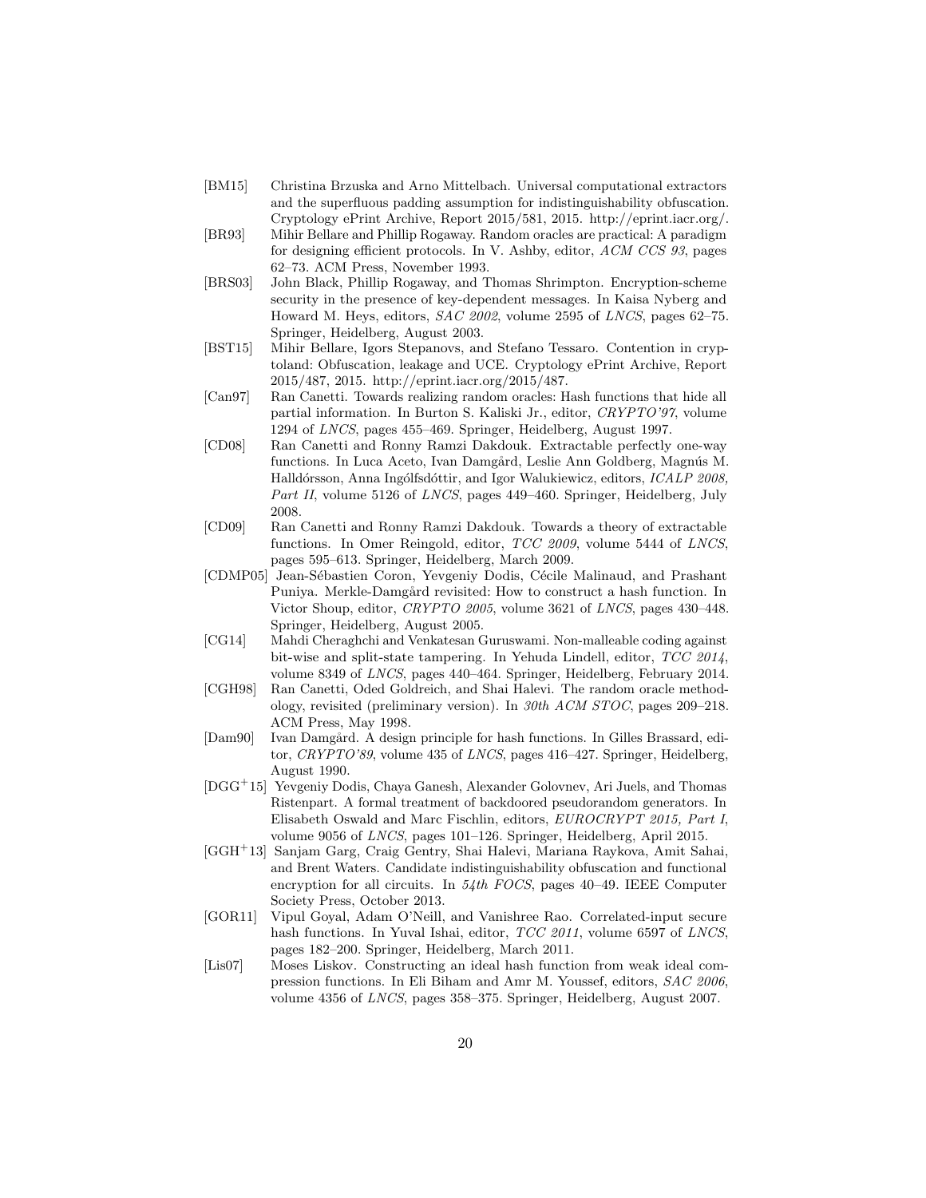[BM15] Christina Brzuska and Arno Mittelbach. Universal computational extractors and the superfluous padding assumption for indistinguishability obfuscation. Cryptology ePrint Archive, Report 2015/581, 2015. http://eprint.iacr.org/.

[BR93] Mihir Bellare and Phillip Rogaway. Random oracles are practical: A paradigm for designing efficient protocols. In V. Ashby, editor, *ACM CCS 93*, pages 62–73. ACM Press, November 1993.

[BRS03] John Black, Phillip Rogaway, and Thomas Shrimpton. Encryption-scheme security in the presence of key-dependent messages. In Kaisa Nyberg and Howard M. Heys, editors, *SAC 2002*, volume 2595 of *LNCS*, pages 62–75. Springer, Heidelberg, August 2003.

[BST15] Mihir Bellare, Igors Stepanovs, and Stefano Tessaro. Contention in cryptoland: Obfuscation, leakage and UCE. Cryptology ePrint Archive, Report 2015/487, 2015. http://eprint.iacr.org/2015/487.

[Can97] Ran Canetti. Towards realizing random oracles: Hash functions that hide all partial information. In Burton S. Kaliski Jr., editor, *CRYPTO'97*, volume 1294 of *LNCS*, pages 455–469. Springer, Heidelberg, August 1997.

[CD08] Ran Canetti and Ronny Ramzi Dakdouk. Extractable perfectly one-way functions. In Luca Aceto, Ivan Damgård, Leslie Ann Goldberg, Magnús M. Halldórsson, Anna Ingólfsdóttir, and Igor Walukiewicz, editors, *ICALP 2008, Part II*, volume 5126 of *LNCS*, pages 449–460. Springer, Heidelberg, July 2008.

[CD09] Ran Canetti and Ronny Ramzi Dakdouk. Towards a theory of extractable functions. In Omer Reingold, editor, *TCC 2009*, volume 5444 of *LNCS*, pages 595–613. Springer, Heidelberg, March 2009.

[CDMP05] Jean-Sébastien Coron, Yevgeniy Dodis, Cécile Malinaud, and Prashant Puniya. Merkle-Damgård revisited: How to construct a hash function. In Victor Shoup, editor, *CRYPTO 2005*, volume 3621 of *LNCS*, pages 430–448. Springer, Heidelberg, August 2005.

[CG14] Mahdi Cheraghchi and Venkatesan Guruswami. Non-malleable coding against bit-wise and split-state tampering. In Yehuda Lindell, editor, *TCC 2014*, volume 8349 of *LNCS*, pages 440–464. Springer, Heidelberg, February 2014.

[CGH98] Ran Canetti, Oded Goldreich, and Shai Halevi. The random oracle methodology, revisited (preliminary version). In *30th ACM STOC*, pages 209–218. ACM Press, May 1998.

[Dam90] Ivan Damgård. A design principle for hash functions. In Gilles Brassard, editor, *CRYPTO'89*, volume 435 of *LNCS*, pages 416–427. Springer, Heidelberg, August 1990.

[DGG+15] Yevgeniy Dodis, Chaya Ganesh, Alexander Golovnev, Ari Juels, and Thomas Ristenpart. A formal treatment of backdoored pseudorandom generators. In Elisabeth Oswald and Marc Fischlin, editors, *EUROCRYPT 2015, Part I*, volume 9056 of *LNCS*, pages 101–126. Springer, Heidelberg, April 2015.

[GGH+13] Sanjam Garg, Craig Gentry, Shai Halevi, Mariana Raykova, Amit Sahai, and Brent Waters. Candidate indistinguishability obfuscation and functional encryption for all circuits. In *54th FOCS*, pages 40–49. IEEE Computer Society Press, October 2013.

[GOR11] Vipul Goyal, Adam O'Neill, and Vanishree Rao. Correlated-input secure hash functions. In Yuval Ishai, editor, *TCC 2011*, volume 6597 of *LNCS*, pages 182–200. Springer, Heidelberg, March 2011.

[Lis07] Moses Liskov. Constructing an ideal hash function from weak ideal compression functions. In Eli Biham and Amr M. Youssef, editors, *SAC 2006*, volume 4356 of *LNCS*, pages 358–375. Springer, Heidelberg, August 2007.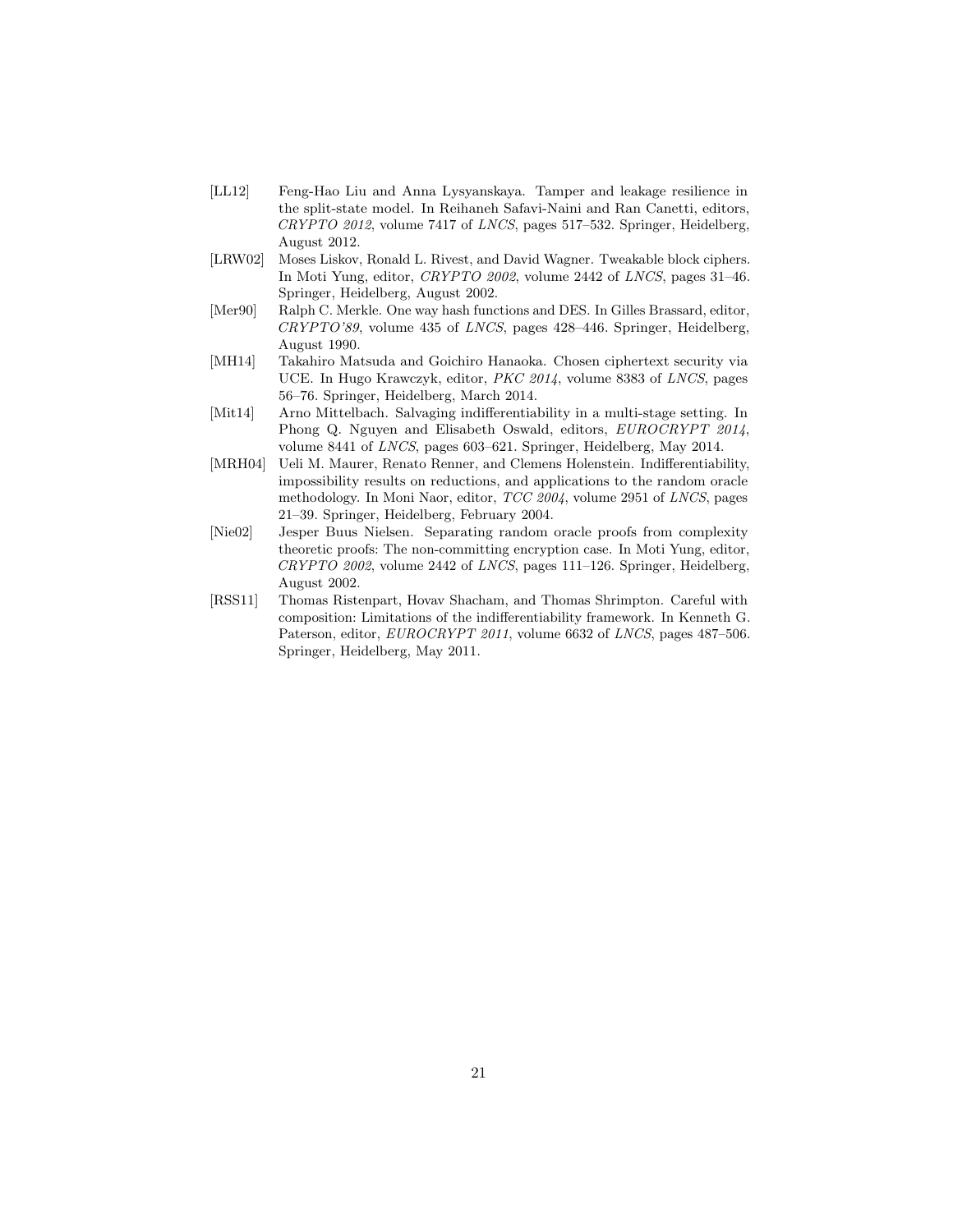[LL12] Feng-Hao Liu and Anna Lysyanskaya. Tamper and leakage resilience in the split-state model. In Reihaneh Safavi-Naini and Ran Canetti, editors, *CRYPTO 2012*, volume 7417 of *LNCS*, pages 517–532. Springer, Heidelberg, August 2012.

[LRW02] Moses Liskov, Ronald L. Rivest, and David Wagner. Tweakable block ciphers. In Moti Yung, editor, *CRYPTO 2002*, volume 2442 of *LNCS*, pages 31–46. Springer, Heidelberg, August 2002.

[Mer90] Ralph C. Merkle. One way hash functions and DES. In Gilles Brassard, editor, *CRYPTO'89*, volume 435 of *LNCS*, pages 428–446. Springer, Heidelberg, August 1990.

[MH14] Takahiro Matsuda and Goichiro Hanaoka. Chosen ciphertext security via UCE. In Hugo Krawczyk, editor, *PKC 2014*, volume 8383 of *LNCS*, pages 56–76. Springer, Heidelberg, March 2014.

[Mit14] Arno Mittelbach. Salvaging indifferentiability in a multi-stage setting. In Phong Q. Nguyen and Elisabeth Oswald, editors, *EUROCRYPT 2014*, volume 8441 of *LNCS*, pages 603–621. Springer, Heidelberg, May 2014.

[MRH04] Ueli M. Maurer, Renato Renner, and Clemens Holenstein. Indifferentiability, impossibility results on reductions, and applications to the random oracle methodology. In Moni Naor, editor, *TCC 2004*, volume 2951 of *LNCS*, pages 21–39. Springer, Heidelberg, February 2004.

[Nie02] Jesper Buus Nielsen. Separating random oracle proofs from complexity theoretic proofs: The non-committing encryption case. In Moti Yung, editor, *CRYPTO 2002*, volume 2442 of *LNCS*, pages 111–126. Springer, Heidelberg, August 2002.

[RSS11] Thomas Ristenpart, Hovav Shacham, and Thomas Shrimpton. Careful with composition: Limitations of the indifferentiability framework. In Kenneth G. Paterson, editor, *EUROCRYPT 2011*, volume 6632 of *LNCS*, pages 487–506. Springer, Heidelberg, May 2011.